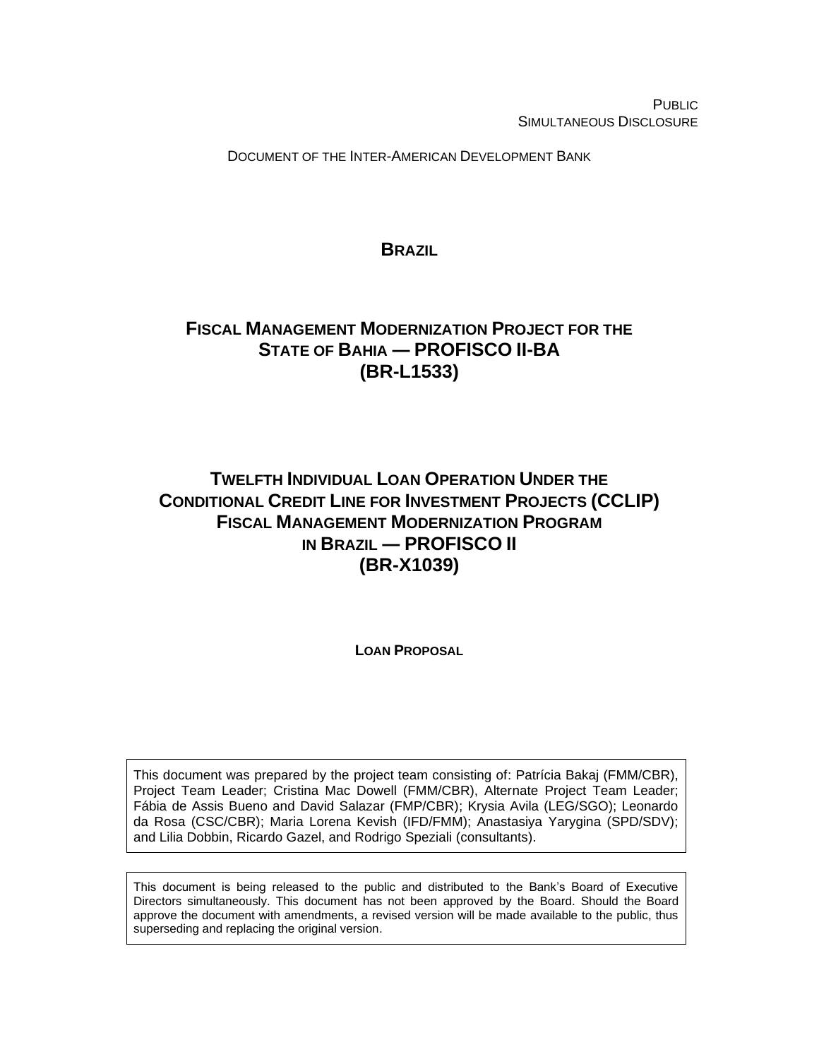PUBLIC
SIMULTANEOUS DISCLOSURE

DOCUMENT OF THE INTER-AMERICAN DEVELOPMENT BANK

# BRAZIL

# FISCAL MANAGEMENT MODERNIZATION PROJECT FOR THE STATE OF BAHIA — PROFISCO II-BA (BR-L1533)

# TWELFTH INDIVIDUAL LOAN OPERATION UNDER THE CONDITIONAL CREDIT LINE FOR INVESTMENT PROJECTS (CCLIP) FISCAL MANAGEMENT MODERNIZATION PROGRAM IN BRAZIL — PROFISCO II (BR-X1039)

**LOAN PROPOSAL**

This document was prepared by the project team consisting of: Patrícia Bakaj (FMM/CBR), Project Team Leader; Cristina Mac Dowell (FMM/CBR), Alternate Project Team Leader; Fábia de Assis Bueno and David Salazar (FMP/CBR); Krysia Avila (LEG/SGO); Leonardo da Rosa (CSC/CBR); Maria Lorena Kevish (IFD/FMM); Anastasiya Yarygina (SPD/SDV); and Lilia Dobbin, Ricardo Gazel, and Rodrigo Speziali (consultants).

This document is being released to the public and distributed to the Bank's Board of Executive Directors simultaneously. This document has not been approved by the Board. Should the Board approve the document with amendments, a revised version will be made available to the public, thus superseding and replacing the original version.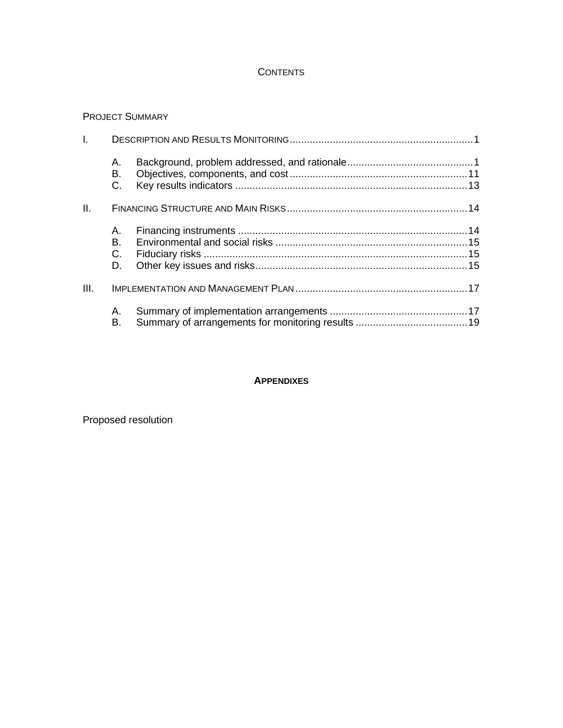# CONTENTS

PROJECT SUMMARY

I. DESCRIPTION AND RESULTS MONITORING ..... 1

- A. Background, problem addressed, and rationale ..... 1
- B. Objectives, components, and cost ..... 11
- C. Key results indicators ..... 13

II. FINANCING STRUCTURE AND MAIN RISKS ..... 14

- A. Financing instruments ..... 14
- B. Environmental and social risks ..... 15
- C. Fiduciary risks ..... 15
- D. Other key issues and risks ..... 15

III. IMPLEMENTATION AND MANAGEMENT PLAN ..... 17

- A. Summary of implementation arrangements ..... 17
- B. Summary of arrangements for monitoring results ..... 19

## APPENDIXES

Proposed resolution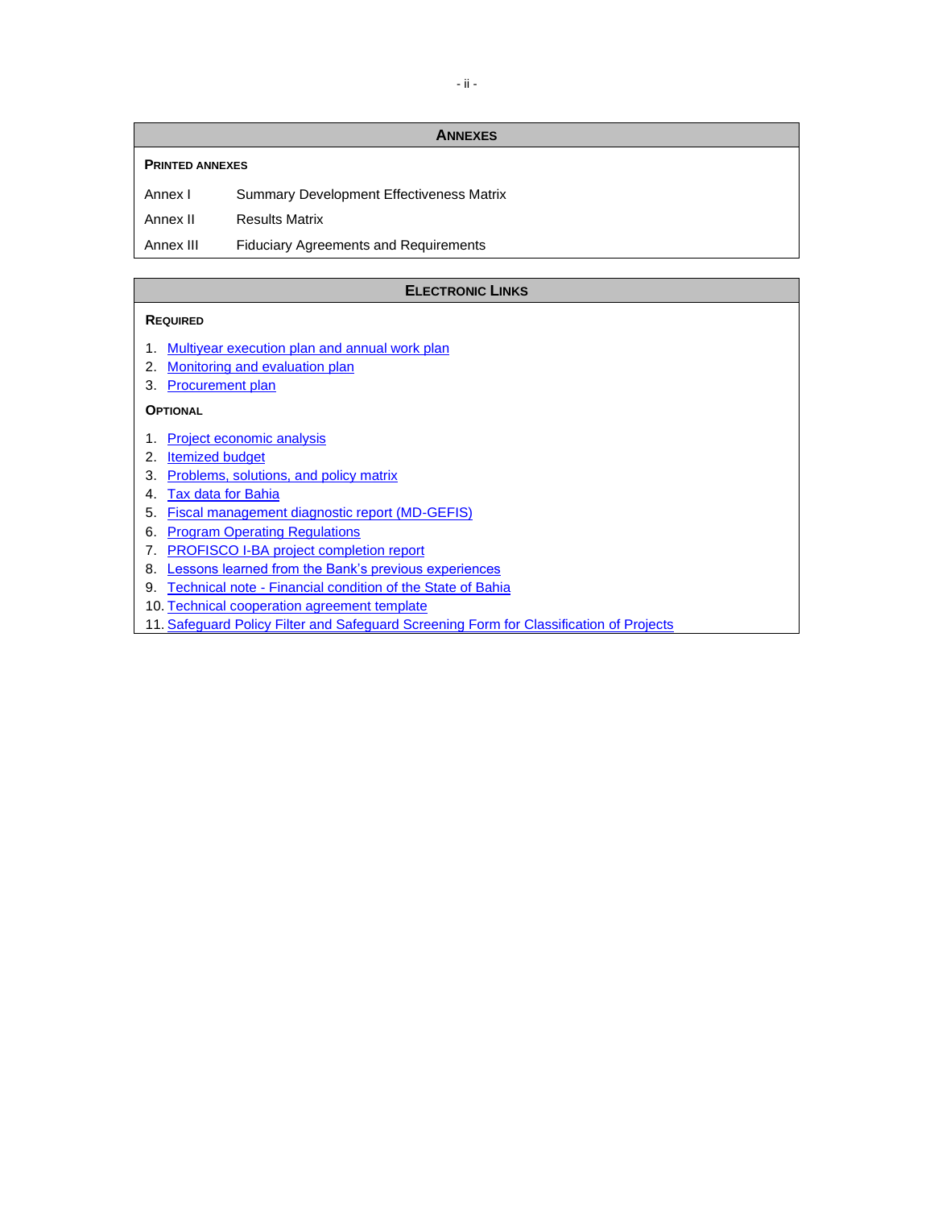## ANNEXES

**PRINTED ANNEXES**

| | |
|---|---|
| Annex I | Summary Development Effectiveness Matrix |
| Annex II | Results Matrix |
| Annex III | Fiduciary Agreements and Requirements |

## ELECTRONIC LINKS

**REQUIRED**

1. Multiyear execution plan and annual work plan
2. Monitoring and evaluation plan
3. Procurement plan

**OPTIONAL**

1. Project economic analysis
2. Itemized budget
3. Problems, solutions, and policy matrix
4. Tax data for Bahia
5. Fiscal management diagnostic report (MD-GEFIS)
6. Program Operating Regulations
7. PROFISCO I-BA project completion report
8. Lessons learned from the Bank's previous experiences
9. Technical note - Financial condition of the State of Bahia
10. Technical cooperation agreement template
11. Safeguard Policy Filter and Safeguard Screening Form for Classification of Projects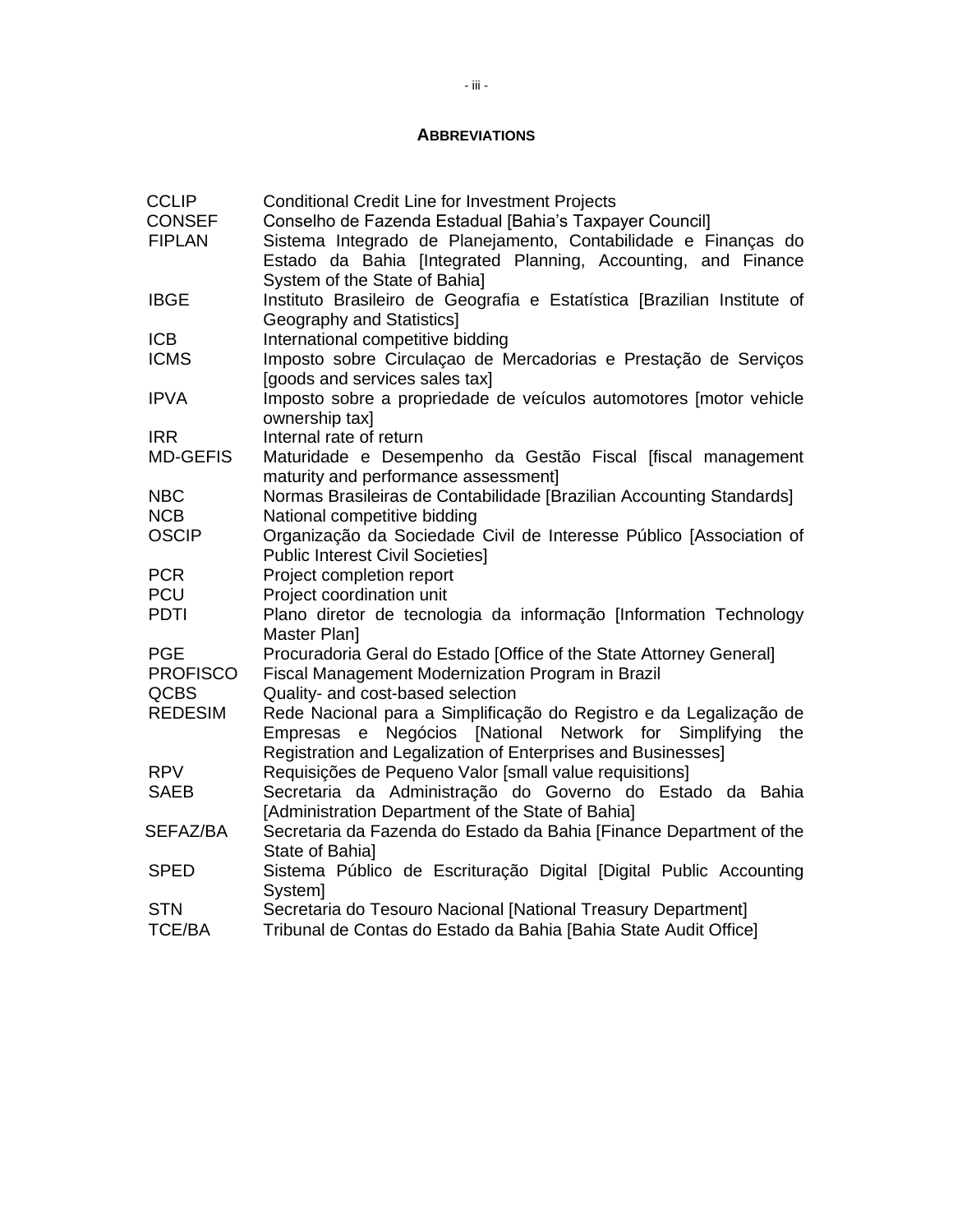## ABBREVIATIONS

| | |
|---|---|
| CCLIP | Conditional Credit Line for Investment Projects |
| CONSEF | Conselho de Fazenda Estadual [Bahia's Taxpayer Council] |
| FIPLAN | Sistema Integrado de Planejamento, Contabilidade e Finanças do Estado da Bahia [Integrated Planning, Accounting, and Finance System of the State of Bahia] |
| IBGE | Instituto Brasileiro de Geografia e Estatística [Brazilian Institute of Geography and Statistics] |
| ICB | International competitive bidding |
| ICMS | Imposto sobre Circulaçao de Mercadorias e Prestação de Serviços [goods and services sales tax] |
| IPVA | Imposto sobre a propriedade de veículos automotores [motor vehicle ownership tax] |
| IRR | Internal rate of return |
| MD-GEFIS | Maturidade e Desempenho da Gestão Fiscal [fiscal management maturity and performance assessment] |
| NBC | Normas Brasileiras de Contabilidade [Brazilian Accounting Standards] |
| NCB | National competitive bidding |
| OSCIP | Organização da Sociedade Civil de Interesse Público [Association of Public Interest Civil Societies] |
| PCR | Project completion report |
| PCU | Project coordination unit |
| PDTI | Plano diretor de tecnologia da informação [Information Technology Master Plan] |
| PGE | Procuradoria Geral do Estado [Office of the State Attorney General] |
| PROFISCO | Fiscal Management Modernization Program in Brazil |
| QCBS | Quality- and cost-based selection |
| REDESIM | Rede Nacional para a Simplificação do Registro e da Legalização de Empresas e Negócios [National Network for Simplifying the Registration and Legalization of Enterprises and Businesses] |
| RPV | Requisições de Pequeno Valor [small value requisitions] |
| SAEB | Secretaria da Administração do Governo do Estado da Bahia [Administration Department of the State of Bahia] |
| SEFAZ/BA | Secretaria da Fazenda do Estado da Bahia [Finance Department of the State of Bahia] |
| SPED | Sistema Público de Escrituração Digital [Digital Public Accounting System] |
| STN | Secretaria do Tesouro Nacional [National Treasury Department] |
| TCE/BA | Tribunal de Contas do Estado da Bahia [Bahia State Audit Office] |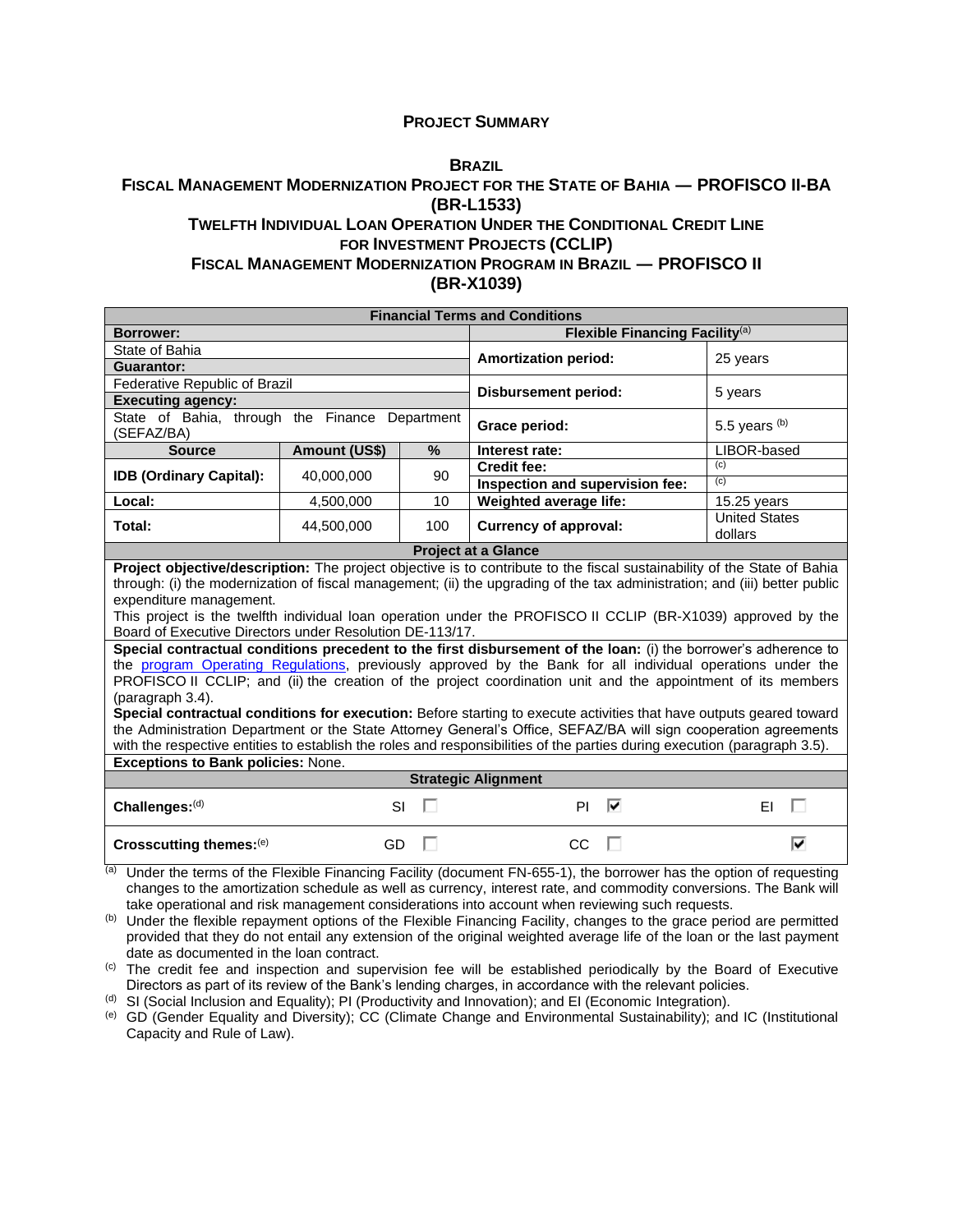# PROJECT SUMMARY

## BRAZIL
## FISCAL MANAGEMENT MODERNIZATION PROJECT FOR THE STATE OF BAHIA — PROFISCO II-BA (BR-L1533)
## TWELFTH INDIVIDUAL LOAN OPERATION UNDER THE CONDITIONAL CREDIT LINE FOR INVESTMENT PROJECTS (CCLIP)
## FISCAL MANAGEMENT MODERNIZATION PROGRAM IN BRAZIL — PROFISCO II (BR-X1039)

| Financial Terms and Conditions | | | | |
|---|---|---|---|---|
| **Borrower:** | | | **Flexible Financing Facility**[(a)] | |
| State of Bahia | | | **Amortization period:** | 25 years |
| **Guarantor:** | | | | |
| Federative Republic of Brazil | | | **Disbursement period:** | 5 years |
| **Executing agency:** | | | | |
| State of Bahia, through the Finance Department (SEFAZ/BA) | | | **Grace period:** | 5.5 years [(b)] |
| **Source** | **Amount (US$)** | **%** | **Interest rate:** | LIBOR-based |
| **IDB (Ordinary Capital):** | 40,000,000 | 90 | **Credit fee:** | [(c)] |
| | | | **Inspection and supervision fee:** | [(c)] |
| **Local:** | 4,500,000 | 10 | **Weighted average life:** | 15.25 years |
| **Total:** | 44,500,000 | 100 | **Currency of approval:** | United States dollars |

| Project at a Glance |
|---|
| **Project objective/description:** The project objective is to contribute to the fiscal sustainability of the State of Bahia through: (i) the modernization of fiscal management; (ii) the upgrading of the tax administration; and (iii) better public expenditure management.<br>This project is the twelfth individual loan operation under the PROFISCO II CCLIP (BR-X1039) approved by the Board of Executive Directors under Resolution DE-113/17. |
| **Special contractual conditions precedent to the first disbursement of the loan:** (i) the borrower's adherence to the program Operating Regulations, previously approved by the Bank for all individual operations under the PROFISCO II CCLIP; and (ii) the creation of the project coordination unit and the appointment of its members (paragraph 3.4).<br>**Special contractual conditions for execution:** Before starting to execute activities that have outputs geared toward the Administration Department or the State Attorney General's Office, SEFAZ/BA will sign cooperation agreements with the respective entities to establish the roles and responsibilities of the parties during execution (paragraph 3.5). |
| **Exceptions to Bank policies:** None. |

| Strategic Alignment | | | |
|---|---|---|---|
| **Challenges:**[(d)] | SI ☐ | PI ☑ | EI ☐ |
| **Crosscutting themes:**[(e)] | GD ☐ | CC ☐ | ☑ |

[(a)] Under the terms of the Flexible Financing Facility (document FN-655-1), the borrower has the option of requesting changes to the amortization schedule as well as currency, interest rate, and commodity conversions. The Bank will take operational and risk management considerations into account when reviewing such requests.

[(b)] Under the flexible repayment options of the Flexible Financing Facility, changes to the grace period are permitted provided that they do not entail any extension of the original weighted average life of the loan or the last payment date as documented in the loan contract.

[(c)] The credit fee and inspection and supervision fee will be established periodically by the Board of Executive Directors as part of its review of the Bank's lending charges, in accordance with the relevant policies.

[(d)] SI (Social Inclusion and Equality); PI (Productivity and Innovation); and EI (Economic Integration).

[(e)] GD (Gender Equality and Diversity); CC (Climate Change and Environmental Sustainability); and IC (Institutional Capacity and Rule of Law).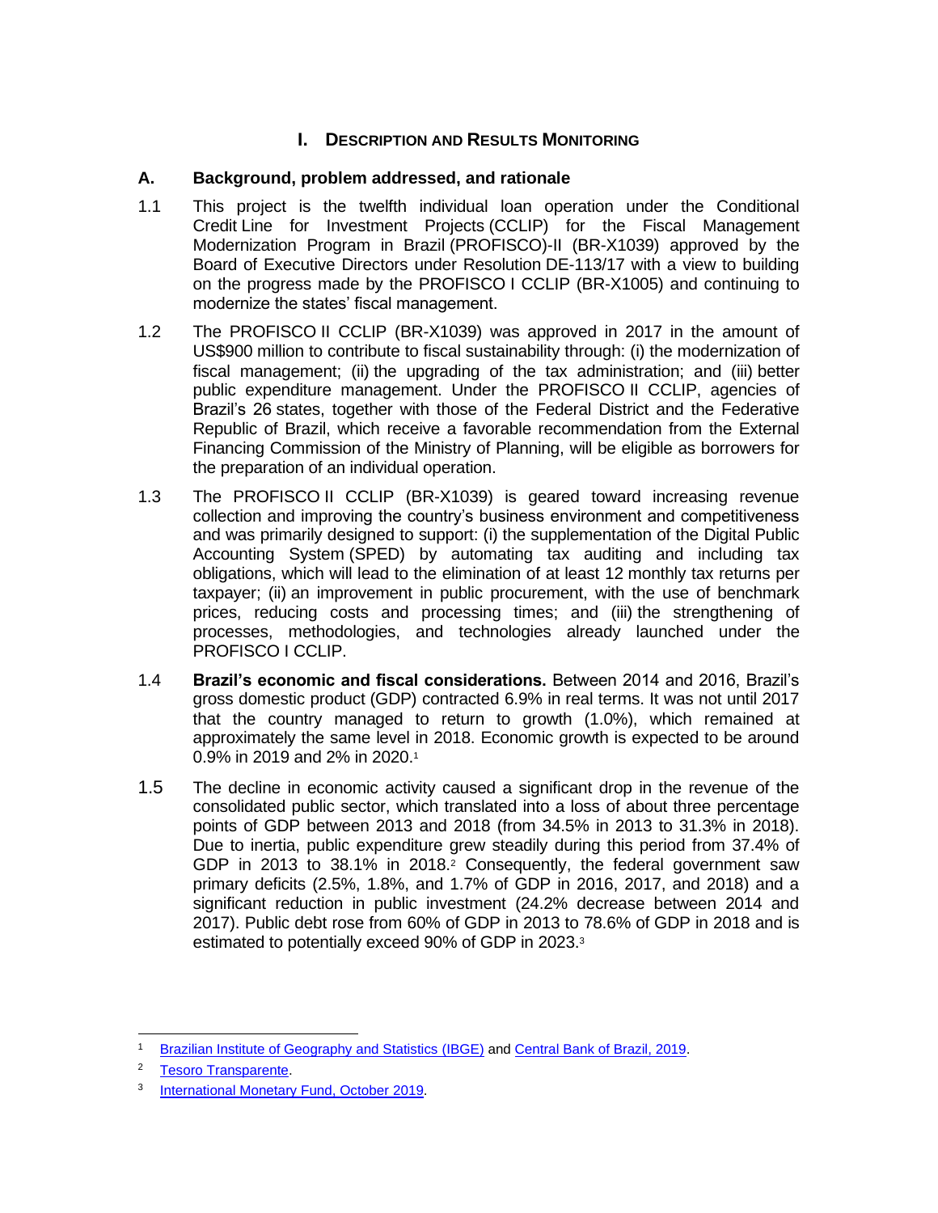# I. Description and Results Monitoring

## A. Background, problem addressed, and rationale

1.1 This project is the twelfth individual loan operation under the Conditional Credit Line for Investment Projects (CCLIP) for the Fiscal Management Modernization Program in Brazil (PROFISCO)-II (BR-X1039) approved by the Board of Executive Directors under Resolution DE-113/17 with a view to building on the progress made by the PROFISCO I CCLIP (BR-X1005) and continuing to modernize the states' fiscal management.

1.2 The PROFISCO II CCLIP (BR-X1039) was approved in 2017 in the amount of US$900 million to contribute to fiscal sustainability through: (i) the modernization of fiscal management; (ii) the upgrading of the tax administration; and (iii) better public expenditure management. Under the PROFISCO II CCLIP, agencies of Brazil's 26 states, together with those of the Federal District and the Federative Republic of Brazil, which receive a favorable recommendation from the External Financing Commission of the Ministry of Planning, will be eligible as borrowers for the preparation of an individual operation.

1.3 The PROFISCO II CCLIP (BR-X1039) is geared toward increasing revenue collection and improving the country's business environment and competitiveness and was primarily designed to support: (i) the supplementation of the Digital Public Accounting System (SPED) by automating tax auditing and including tax obligations, which will lead to the elimination of at least 12 monthly tax returns per taxpayer; (ii) an improvement in public procurement, with the use of benchmark prices, reducing costs and processing times; and (iii) the strengthening of processes, methodologies, and technologies already launched under the PROFISCO I CCLIP.

1.4 **Brazil's economic and fiscal considerations.** Between 2014 and 2016, Brazil's gross domestic product (GDP) contracted 6.9% in real terms. It was not until 2017 that the country managed to return to growth (1.0%), which remained at approximately the same level in 2018. Economic growth is expected to be around 0.9% in 2019 and 2% in 2020.[1]

1.5 The decline in economic activity caused a significant drop in the revenue of the consolidated public sector, which translated into a loss of about three percentage points of GDP between 2013 and 2018 (from 34.5% in 2013 to 31.3% in 2018). Due to inertia, public expenditure grew steadily during this period from 37.4% of GDP in 2013 to 38.1% in 2018.[2] Consequently, the federal government saw primary deficits (2.5%, 1.8%, and 1.7% of GDP in 2016, 2017, and 2018) and a significant reduction in public investment (24.2% decrease between 2014 and 2017). Public debt rose from 60% of GDP in 2013 to 78.6% of GDP in 2018 and is estimated to potentially exceed 90% of GDP in 2023.[3]

---

[1] Brazilian Institute of Geography and Statistics (IBGE) and Central Bank of Brazil, 2019.

[2] Tesoro Transparente.

[3] International Monetary Fund, October 2019.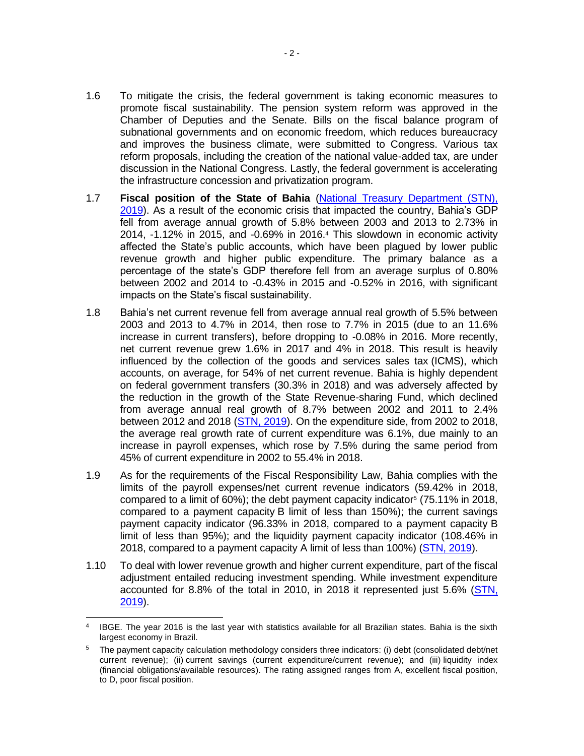1.6 To mitigate the crisis, the federal government is taking economic measures to promote fiscal sustainability. The pension system reform was approved in the Chamber of Deputies and the Senate. Bills on the fiscal balance program of subnational governments and on economic freedom, which reduces bureaucracy and improves the business climate, were submitted to Congress. Various tax reform proposals, including the creation of the national value-added tax, are under discussion in the National Congress. Lastly, the federal government is accelerating the infrastructure concession and privatization program.

1.7 **Fiscal position of the State of Bahia** (National Treasury Department (STN), 2019). As a result of the economic crisis that impacted the country, Bahia's GDP fell from average annual growth of 5.8% between 2003 and 2013 to 2.73% in 2014, -1.12% in 2015, and -0.69% in 2016.[4] This slowdown in economic activity affected the State's public accounts, which have been plagued by lower public revenue growth and higher public expenditure. The primary balance as a percentage of the state's GDP therefore fell from an average surplus of 0.80% between 2002 and 2014 to -0.43% in 2015 and -0.52% in 2016, with significant impacts on the State's fiscal sustainability.

1.8 Bahia's net current revenue fell from average annual real growth of 5.5% between 2003 and 2013 to 4.7% in 2014, then rose to 7.7% in 2015 (due to an 11.6% increase in current transfers), before dropping to -0.08% in 2016. More recently, net current revenue grew 1.6% in 2017 and 4% in 2018. This result is heavily influenced by the collection of the goods and services sales tax (ICMS), which accounts, on average, for 54% of net current revenue. Bahia is highly dependent on federal government transfers (30.3% in 2018) and was adversely affected by the reduction in the growth of the State Revenue-sharing Fund, which declined from average annual real growth of 8.7% between 2002 and 2011 to 2.4% between 2012 and 2018 (STN, 2019). On the expenditure side, from 2002 to 2018, the average real growth rate of current expenditure was 6.1%, due mainly to an increase in payroll expenses, which rose by 7.5% during the same period from 45% of current expenditure in 2002 to 55.4% in 2018.

1.9 As for the requirements of the Fiscal Responsibility Law, Bahia complies with the limits of the payroll expenses/net current revenue indicators (59.42% in 2018, compared to a limit of 60%); the debt payment capacity indicator[5] (75.11% in 2018, compared to a payment capacity B limit of less than 150%); the current savings payment capacity indicator (96.33% in 2018, compared to a payment capacity B limit of less than 95%); and the liquidity payment capacity indicator (108.46% in 2018, compared to a payment capacity A limit of less than 100%) (STN, 2019).

1.10 To deal with lower revenue growth and higher current expenditure, part of the fiscal adjustment entailed reducing investment spending. While investment expenditure accounted for 8.8% of the total in 2010, in 2018 it represented just 5.6% (STN, 2019).

---

[4] IBGE. The year 2016 is the last year with statistics available for all Brazilian states. Bahia is the sixth largest economy in Brazil.

[5] The payment capacity calculation methodology considers three indicators: (i) debt (consolidated debt/net current revenue); (ii) current savings (current expenditure/current revenue); and (iii) liquidity index (financial obligations/available resources). The rating assigned ranges from A, excellent fiscal position, to D, poor fiscal position.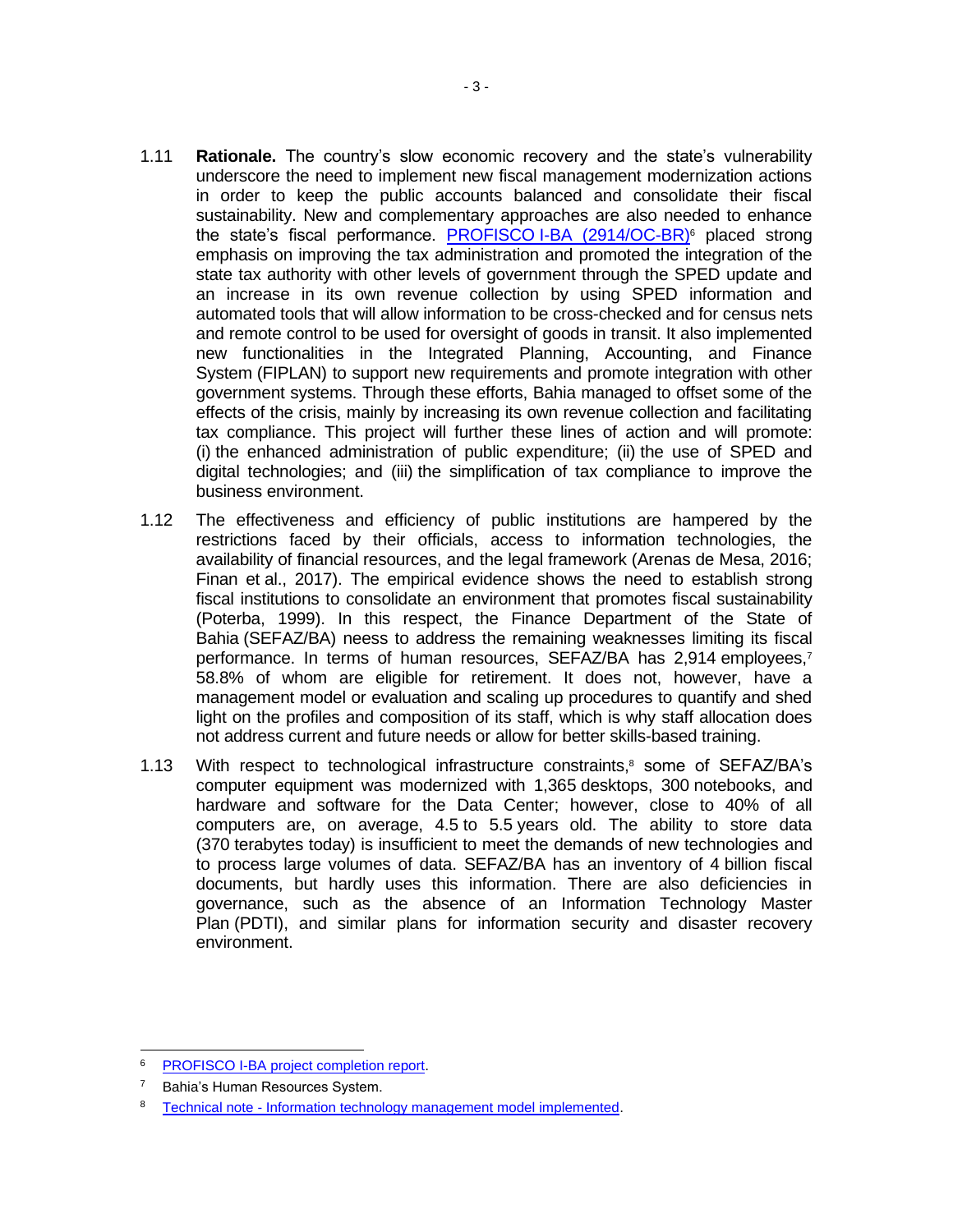1.11 **Rationale.** The country's slow economic recovery and the state's vulnerability underscore the need to implement new fiscal management modernization actions in order to keep the public accounts balanced and consolidate their fiscal sustainability. New and complementary approaches are also needed to enhance the state's fiscal performance. [PROFISCO I-BA (2914/OC-BR)](#)[6] placed strong emphasis on improving the tax administration and promoted the integration of the state tax authority with other levels of government through the SPED update and an increase in its own revenue collection by using SPED information and automated tools that will allow information to be cross-checked and for census nets and remote control to be used for oversight of goods in transit. It also implemented new functionalities in the Integrated Planning, Accounting, and Finance System (FIPLAN) to support new requirements and promote integration with other government systems. Through these efforts, Bahia managed to offset some of the effects of the crisis, mainly by increasing its own revenue collection and facilitating tax compliance. This project will further these lines of action and will promote: (i) the enhanced administration of public expenditure; (ii) the use of SPED and digital technologies; and (iii) the simplification of tax compliance to improve the business environment.

1.12 The effectiveness and efficiency of public institutions are hampered by the restrictions faced by their officials, access to information technologies, the availability of financial resources, and the legal framework (Arenas de Mesa, 2016; Finan et al., 2017). The empirical evidence shows the need to establish strong fiscal institutions to consolidate an environment that promotes fiscal sustainability (Poterba, 1999). In this respect, the Finance Department of the State of Bahia (SEFAZ/BA) neess to address the remaining weaknesses limiting its fiscal performance. In terms of human resources, SEFAZ/BA has 2,914 employees,[7] 58.8% of whom are eligible for retirement. It does not, however, have a management model or evaluation and scaling up procedures to quantify and shed light on the profiles and composition of its staff, which is why staff allocation does not address current and future needs or allow for better skills-based training.

1.13 With respect to technological infrastructure constraints,[8] some of SEFAZ/BA's computer equipment was modernized with 1,365 desktops, 300 notebooks, and hardware and software for the Data Center; however, close to 40% of all computers are, on average, 4.5 to 5.5 years old. The ability to store data (370 terabytes today) is insufficient to meet the demands of new technologies and to process large volumes of data. SEFAZ/BA has an inventory of 4 billion fiscal documents, but hardly uses this information. There are also deficiencies in governance, such as the absence of an Information Technology Master Plan (PDTI), and similar plans for information security and disaster recovery environment.

---

[6] PROFISCO I-BA project completion report.

[7] Bahia's Human Resources System.

[8] Technical note - Information technology management model implemented.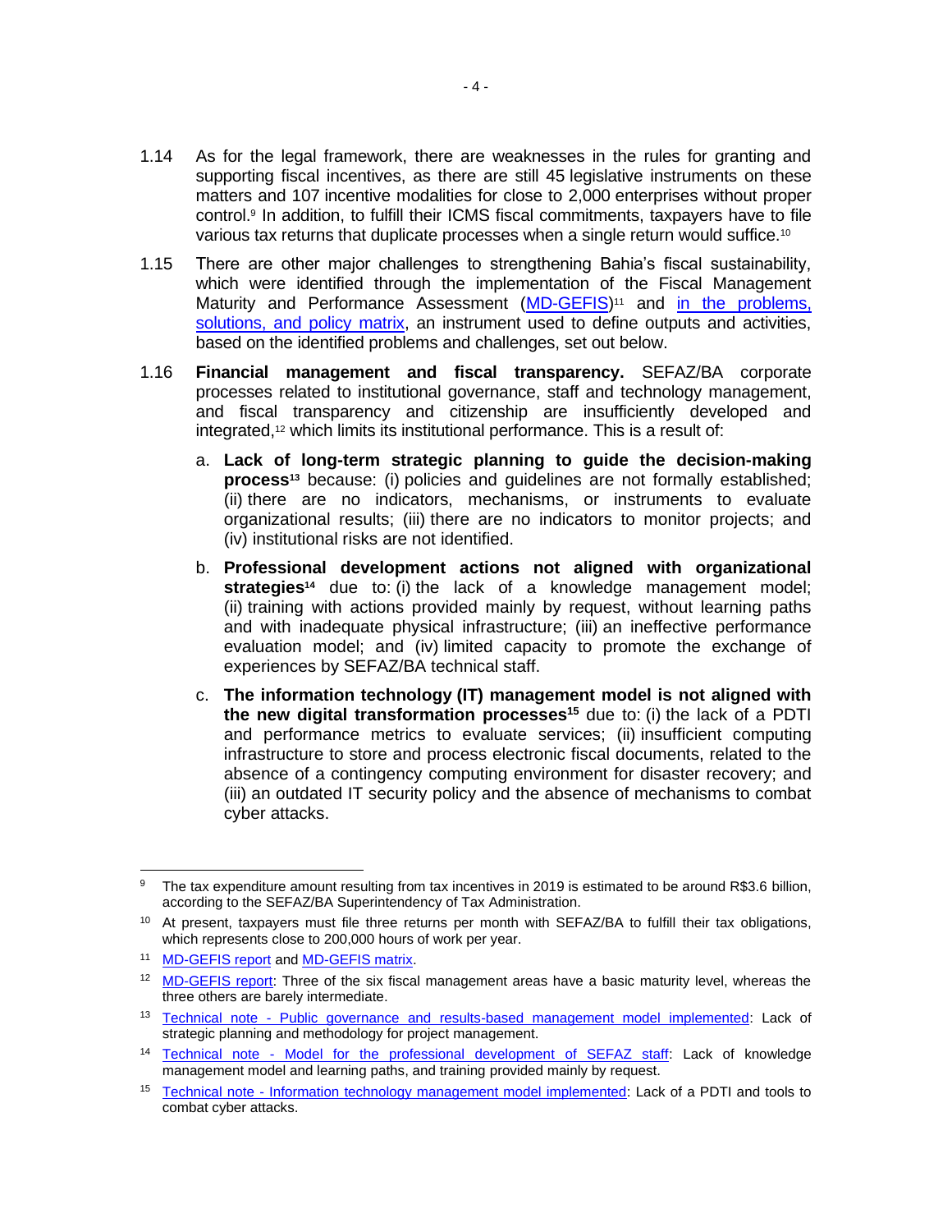1.14 As for the legal framework, there are weaknesses in the rules for granting and supporting fiscal incentives, as there are still 45 legislative instruments on these matters and 107 incentive modalities for close to 2,000 enterprises without proper control.[9] In addition, to fulfill their ICMS fiscal commitments, taxpayers have to file various tax returns that duplicate processes when a single return would suffice.[10]

1.15 There are other major challenges to strengthening Bahia's fiscal sustainability, which were identified through the implementation of the Fiscal Management Maturity and Performance Assessment (MD-GEFIS)[11] and in the problems, solutions, and policy matrix, an instrument used to define outputs and activities, based on the identified problems and challenges, set out below.

1.16 **Financial management and fiscal transparency.** SEFAZ/BA corporate processes related to institutional governance, staff and technology management, and fiscal transparency and citizenship are insufficiently developed and integrated,[12] which limits its institutional performance. This is a result of:

a. **Lack of long-term strategic planning to guide the decision-making process**[13] because: (i) policies and guidelines are not formally established; (ii) there are no indicators, mechanisms, or instruments to evaluate organizational results; (iii) there are no indicators to monitor projects; and (iv) institutional risks are not identified.

b. **Professional development actions not aligned with organizational strategies**[14] due to: (i) the lack of a knowledge management model; (ii) training with actions provided mainly by request, without learning paths and with inadequate physical infrastructure; (iii) an ineffective performance evaluation model; and (iv) limited capacity to promote the exchange of experiences by SEFAZ/BA technical staff.

c. **The information technology (IT) management model is not aligned with the new digital transformation processes**[15] due to: (i) the lack of a PDTI and performance metrics to evaluate services; (ii) insufficient computing infrastructure to store and process electronic fiscal documents, related to the absence of a contingency computing environment for disaster recovery; and (iii) an outdated IT security policy and the absence of mechanisms to combat cyber attacks.

---

[9] The tax expenditure amount resulting from tax incentives in 2019 is estimated to be around R$3.6 billion, according to the SEFAZ/BA Superintendency of Tax Administration.

[10] At present, taxpayers must file three returns per month with SEFAZ/BA to fulfill their tax obligations, which represents close to 200,000 hours of work per year.

[11] MD-GEFIS report and MD-GEFIS matrix.

[12] MD-GEFIS report: Three of the six fiscal management areas have a basic maturity level, whereas the three others are barely intermediate.

[13] Technical note - Public governance and results-based management model implemented: Lack of strategic planning and methodology for project management.

[14] Technical note - Model for the professional development of SEFAZ staff: Lack of knowledge management model and learning paths, and training provided mainly by request.

[15] Technical note - Information technology management model implemented: Lack of a PDTI and tools to combat cyber attacks.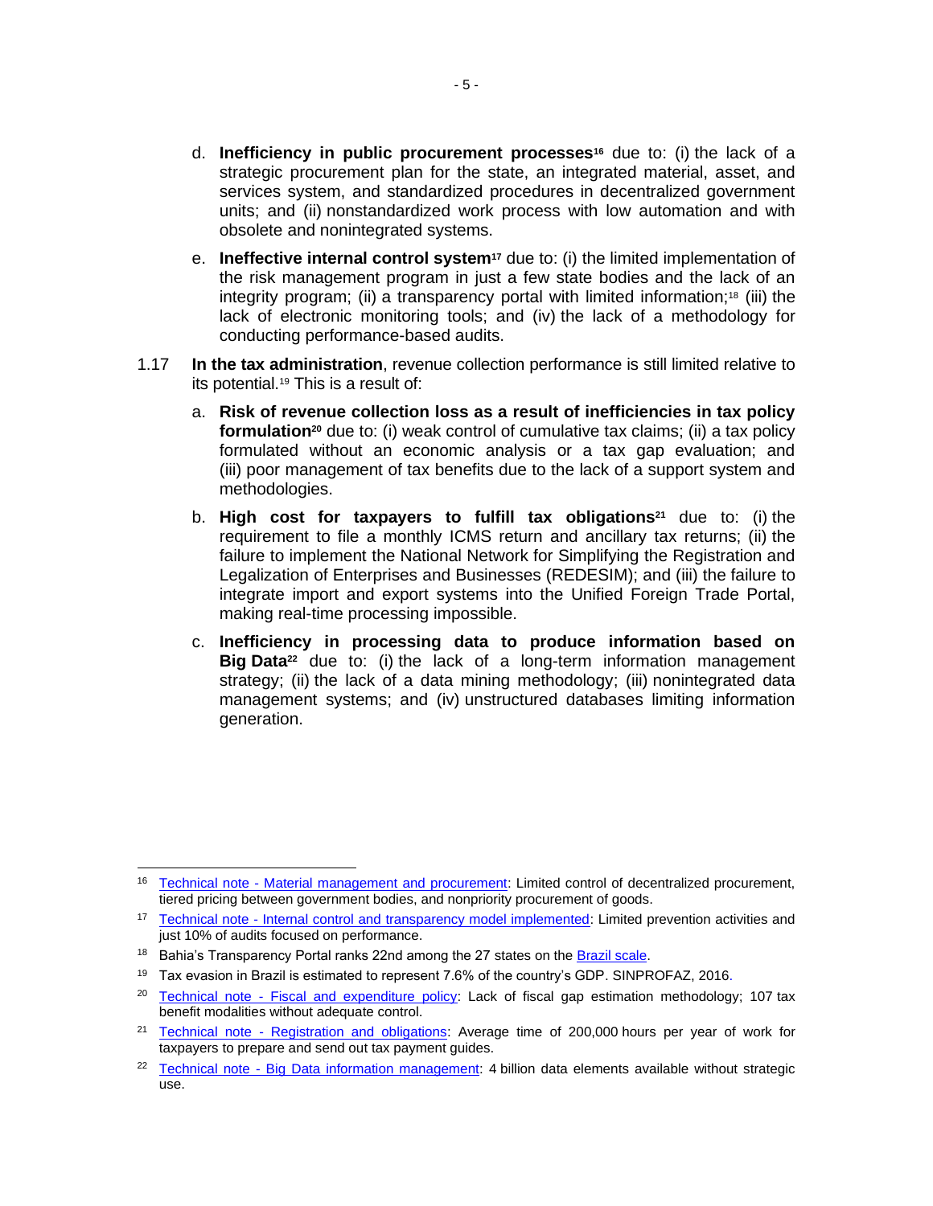d. **Inefficiency in public procurement processes**[16] due to: (i) the lack of a strategic procurement plan for the state, an integrated material, asset, and services system, and standardized procedures in decentralized government units; and (ii) nonstandardized work process with low automation and with obsolete and nonintegrated systems.

e. **Ineffective internal control system**[17] due to: (i) the limited implementation of the risk management program in just a few state bodies and the lack of an integrity program; (ii) a transparency portal with limited information;[18] (iii) the lack of electronic monitoring tools; and (iv) the lack of a methodology for conducting performance-based audits.

1.17 **In the tax administration**, revenue collection performance is still limited relative to its potential.[19] This is a result of:

a. **Risk of revenue collection loss as a result of inefficiencies in tax policy formulation**[20] due to: (i) weak control of cumulative tax claims; (ii) a tax policy formulated without an economic analysis or a tax gap evaluation; and (iii) poor management of tax benefits due to the lack of a support system and methodologies.

b. **High cost for taxpayers to fulfill tax obligations**[21] due to: (i) the requirement to file a monthly ICMS return and ancillary tax returns; (ii) the failure to implement the National Network for Simplifying the Registration and Legalization of Enterprises and Businesses (REDESIM); and (iii) the failure to integrate import and export systems into the Unified Foreign Trade Portal, making real-time processing impossible.

c. **Inefficiency in processing data to produce information based on Big Data**[22] due to: (i) the lack of a long-term information management strategy; (ii) the lack of a data mining methodology; (iii) nonintegrated data management systems; and (iv) unstructured databases limiting information generation.

---

[16] Technical note - Material management and procurement: Limited control of decentralized procurement, tiered pricing between government bodies, and nonpriority procurement of goods.

[17] Technical note - Internal control and transparency model implemented: Limited prevention activities and just 10% of audits focused on performance.

[18] Bahia's Transparency Portal ranks 22nd among the 27 states on the Brazil scale.

[19] Tax evasion in Brazil is estimated to represent 7.6% of the country's GDP. SINPROFAZ, 2016.

[20] Technical note - Fiscal and expenditure policy: Lack of fiscal gap estimation methodology; 107 tax benefit modalities without adequate control.

[21] Technical note - Registration and obligations: Average time of 200,000 hours per year of work for taxpayers to prepare and send out tax payment guides.

[22] Technical note - Big Data information management: 4 billion data elements available without strategic use.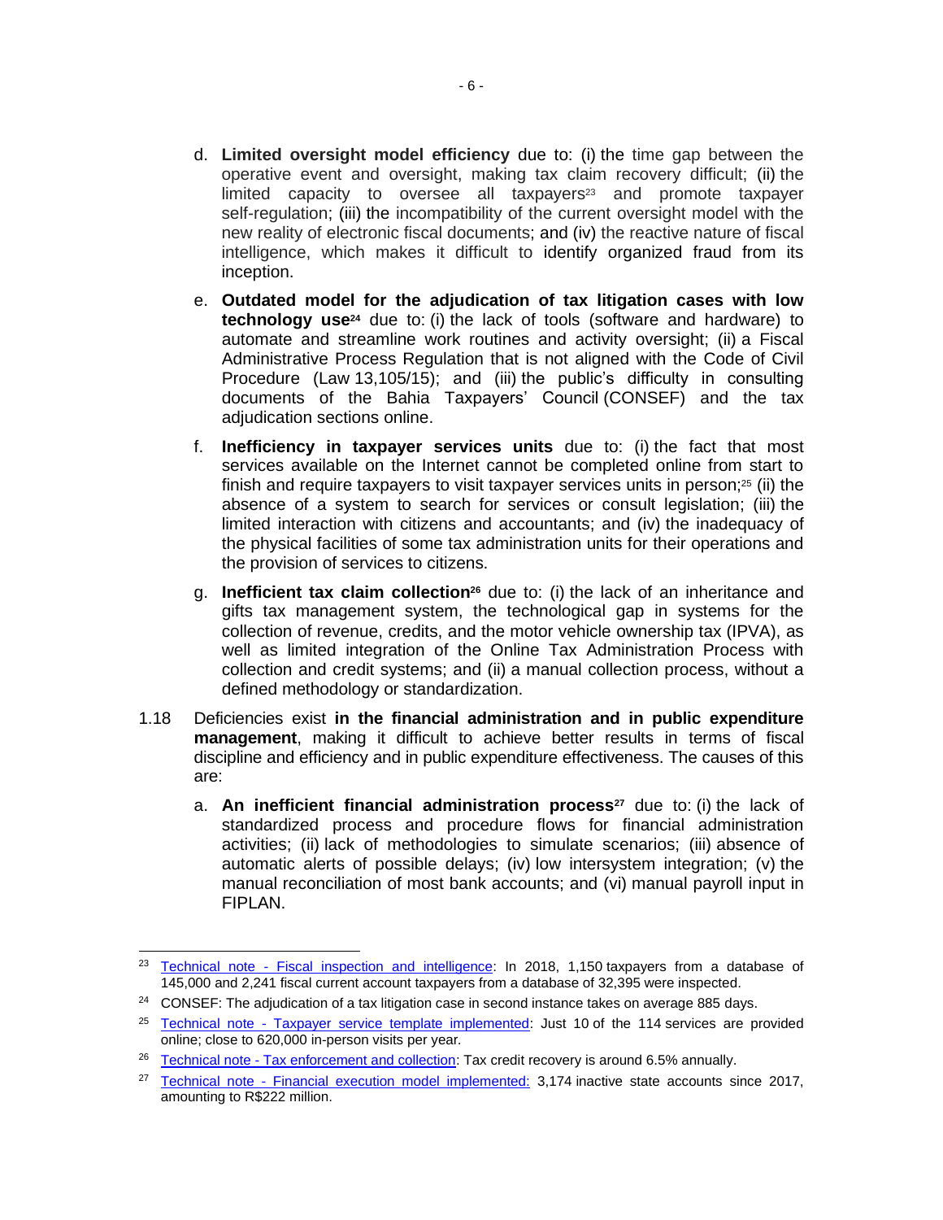d. **Limited oversight model efficiency** due to: (i) the time gap between the operative event and oversight, making tax claim recovery difficult; (ii) the limited capacity to oversee all taxpayers[23] and promote taxpayer self-regulation; (iii) the incompatibility of the current oversight model with the new reality of electronic fiscal documents; and (iv) the reactive nature of fiscal intelligence, which makes it difficult to identify organized fraud from its inception.

e. **Outdated model for the adjudication of tax litigation cases with low technology use**[24] due to: (i) the lack of tools (software and hardware) to automate and streamline work routines and activity oversight; (ii) a Fiscal Administrative Process Regulation that is not aligned with the Code of Civil Procedure (Law 13,105/15); and (iii) the public's difficulty in consulting documents of the Bahia Taxpayers' Council (CONSEF) and the tax adjudication sections online.

f. **Inefficiency in taxpayer services units** due to: (i) the fact that most services available on the Internet cannot be completed online from start to finish and require taxpayers to visit taxpayer services units in person;[25] (ii) the absence of a system to search for services or consult legislation; (iii) the limited interaction with citizens and accountants; and (iv) the inadequacy of the physical facilities of some tax administration units for their operations and the provision of services to citizens.

g. **Inefficient tax claim collection**[26] due to: (i) the lack of an inheritance and gifts tax management system, the technological gap in systems for the collection of revenue, credits, and the motor vehicle ownership tax (IPVA), as well as limited integration of the Online Tax Administration Process with collection and credit systems; and (ii) a manual collection process, without a defined methodology or standardization.

1.18 Deficiencies exist **in the financial administration and in public expenditure management**, making it difficult to achieve better results in terms of fiscal discipline and efficiency and in public expenditure effectiveness. The causes of this are:

a. **An inefficient financial administration process**[27] due to: (i) the lack of standardized process and procedure flows for financial administration activities; (ii) lack of methodologies to simulate scenarios; (iii) absence of automatic alerts of possible delays; (iv) low intersystem integration; (v) the manual reconciliation of most bank accounts; and (vi) manual payroll input in FIPLAN.

---

[23] Technical note - Fiscal inspection and intelligence: In 2018, 1,150 taxpayers from a database of 145,000 and 2,241 fiscal current account taxpayers from a database of 32,395 were inspected.

[24] CONSEF: The adjudication of a tax litigation case in second instance takes on average 885 days.

[25] Technical note - Taxpayer service template implemented: Just 10 of the 114 services are provided online; close to 620,000 in-person visits per year.

[26] Technical note - Tax enforcement and collection: Tax credit recovery is around 6.5% annually.

[27] Technical note - Financial execution model implemented: 3,174 inactive state accounts since 2017, amounting to R$222 million.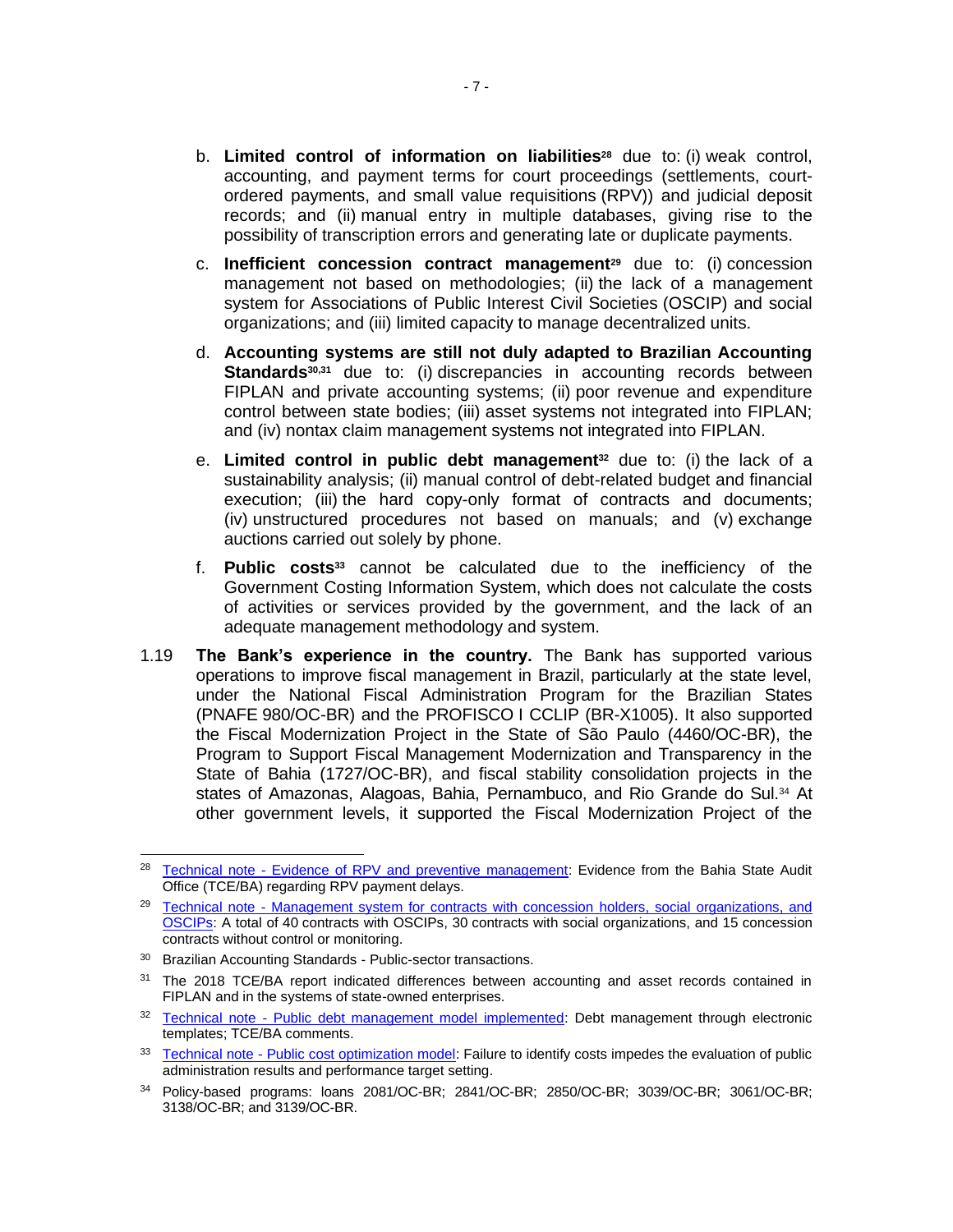b. **Limited control of information on liabilities**[28] due to: (i) weak control, accounting, and payment terms for court proceedings (settlements, court-ordered payments, and small value requisitions (RPV)) and judicial deposit records; and (ii) manual entry in multiple databases, giving rise to the possibility of transcription errors and generating late or duplicate payments.

c. **Inefficient concession contract management**[29] due to: (i) concession management not based on methodologies; (ii) the lack of a management system for Associations of Public Interest Civil Societies (OSCIP) and social organizations; and (iii) limited capacity to manage decentralized units.

d. **Accounting systems are still not duly adapted to Brazilian Accounting Standards**[30,31] due to: (i) discrepancies in accounting records between FIPLAN and private accounting systems; (ii) poor revenue and expenditure control between state bodies; (iii) asset systems not integrated into FIPLAN; and (iv) nontax claim management systems not integrated into FIPLAN.

e. **Limited control in public debt management**[32] due to: (i) the lack of a sustainability analysis; (ii) manual control of debt-related budget and financial execution; (iii) the hard copy-only format of contracts and documents; (iv) unstructured procedures not based on manuals; and (v) exchange auctions carried out solely by phone.

f. **Public costs**[33] cannot be calculated due to the inefficiency of the Government Costing Information System, which does not calculate the costs of activities or services provided by the government, and the lack of an adequate management methodology and system.

1.19 **The Bank's experience in the country.** The Bank has supported various operations to improve fiscal management in Brazil, particularly at the state level, under the National Fiscal Administration Program for the Brazilian States (PNAFE 980/OC-BR) and the PROFISCO I CCLIP (BR-X1005). It also supported the Fiscal Modernization Project in the State of São Paulo (4460/OC-BR), the Program to Support Fiscal Management Modernization and Transparency in the State of Bahia (1727/OC-BR), and fiscal stability consolidation projects in the states of Amazonas, Alagoas, Bahia, Pernambuco, and Rio Grande do Sul.[34] At other government levels, it supported the Fiscal Modernization Project of the

---

[28] Technical note - Evidence of RPV and preventive management: Evidence from the Bahia State Audit Office (TCE/BA) regarding RPV payment delays.

[29] Technical note - Management system for contracts with concession holders, social organizations, and OSCIPs: A total of 40 contracts with OSCIPs, 30 contracts with social organizations, and 15 concession contracts without control or monitoring.

[30] Brazilian Accounting Standards - Public-sector transactions.

[31] The 2018 TCE/BA report indicated differences between accounting and asset records contained in FIPLAN and in the systems of state-owned enterprises.

[32] Technical note - Public debt management model implemented: Debt management through electronic templates; TCE/BA comments.

[33] Technical note - Public cost optimization model: Failure to identify costs impedes the evaluation of public administration results and performance target setting.

[34] Policy-based programs: loans 2081/OC-BR; 2841/OC-BR; 2850/OC-BR; 3039/OC-BR; 3061/OC-BR; 3138/OC-BR; and 3139/OC-BR.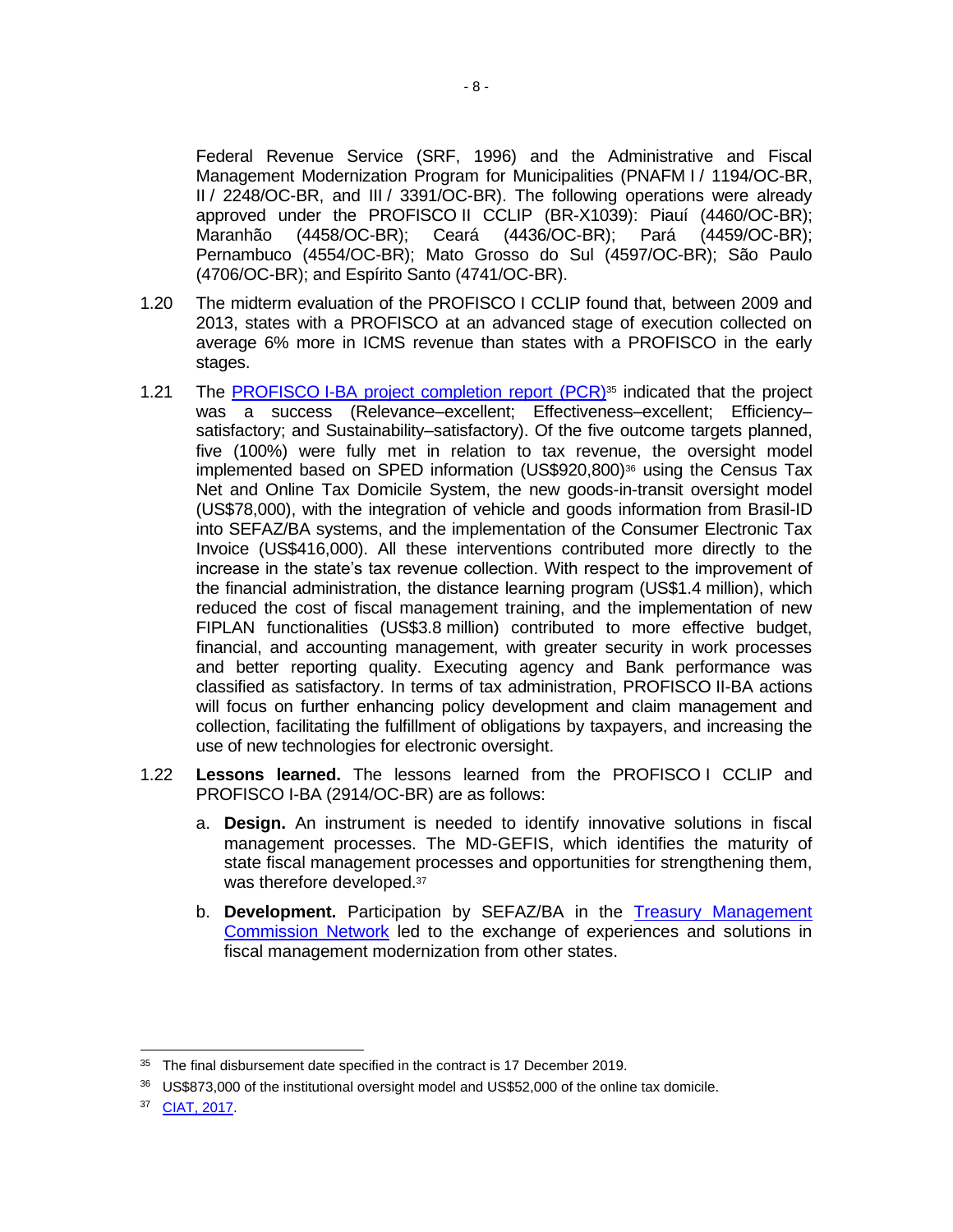Federal Revenue Service (SRF, 1996) and the Administrative and Fiscal Management Modernization Program for Municipalities (PNAFM I / 1194/OC-BR, II / 2248/OC-BR, and III / 3391/OC-BR). The following operations were already approved under the PROFISCO II CCLIP (BR-X1039): Piauí (4460/OC-BR); Maranhão (4458/OC-BR); Ceará (4436/OC-BR); Pará (4459/OC-BR); Pernambuco (4554/OC-BR); Mato Grosso do Sul (4597/OC-BR); São Paulo (4706/OC-BR); and Espírito Santo (4741/OC-BR).

1.20 The midterm evaluation of the PROFISCO I CCLIP found that, between 2009 and 2013, states with a PROFISCO at an advanced stage of execution collected on average 6% more in ICMS revenue than states with a PROFISCO in the early stages.

1.21 The PROFISCO I-BA project completion report (PCR)[35] indicated that the project was a success (Relevance–excellent; Effectiveness–excellent; Efficiency–satisfactory; and Sustainability–satisfactory). Of the five outcome targets planned, five (100%) were fully met in relation to tax revenue, the oversight model implemented based on SPED information (US$920,800)[36] using the Census Tax Net and Online Tax Domicile System, the new goods-in-transit oversight model (US$78,000), with the integration of vehicle and goods information from Brasil-ID into SEFAZ/BA systems, and the implementation of the Consumer Electronic Tax Invoice (US$416,000). All these interventions contributed more directly to the increase in the state's tax revenue collection. With respect to the improvement of the financial administration, the distance learning program (US$1.4 million), which reduced the cost of fiscal management training, and the implementation of new FIPLAN functionalities (US$3.8 million) contributed to more effective budget, financial, and accounting management, with greater security in work processes and better reporting quality. Executing agency and Bank performance was classified as satisfactory. In terms of tax administration, PROFISCO II-BA actions will focus on further enhancing policy development and claim management and collection, facilitating the fulfillment of obligations by taxpayers, and increasing the use of new technologies for electronic oversight.

1.22 **Lessons learned.** The lessons learned from the PROFISCO I CCLIP and PROFISCO I-BA (2914/OC-BR) are as follows:

a. **Design.** An instrument is needed to identify innovative solutions in fiscal management processes. The MD-GEFIS, which identifies the maturity of state fiscal management processes and opportunities for strengthening them, was therefore developed.[37]

b. **Development.** Participation by SEFAZ/BA in the Treasury Management Commission Network led to the exchange of experiences and solutions in fiscal management modernization from other states.

---

[35] The final disbursement date specified in the contract is 17 December 2019.

[36] US$873,000 of the institutional oversight model and US$52,000 of the online tax domicile.

[37] CIAT, 2017.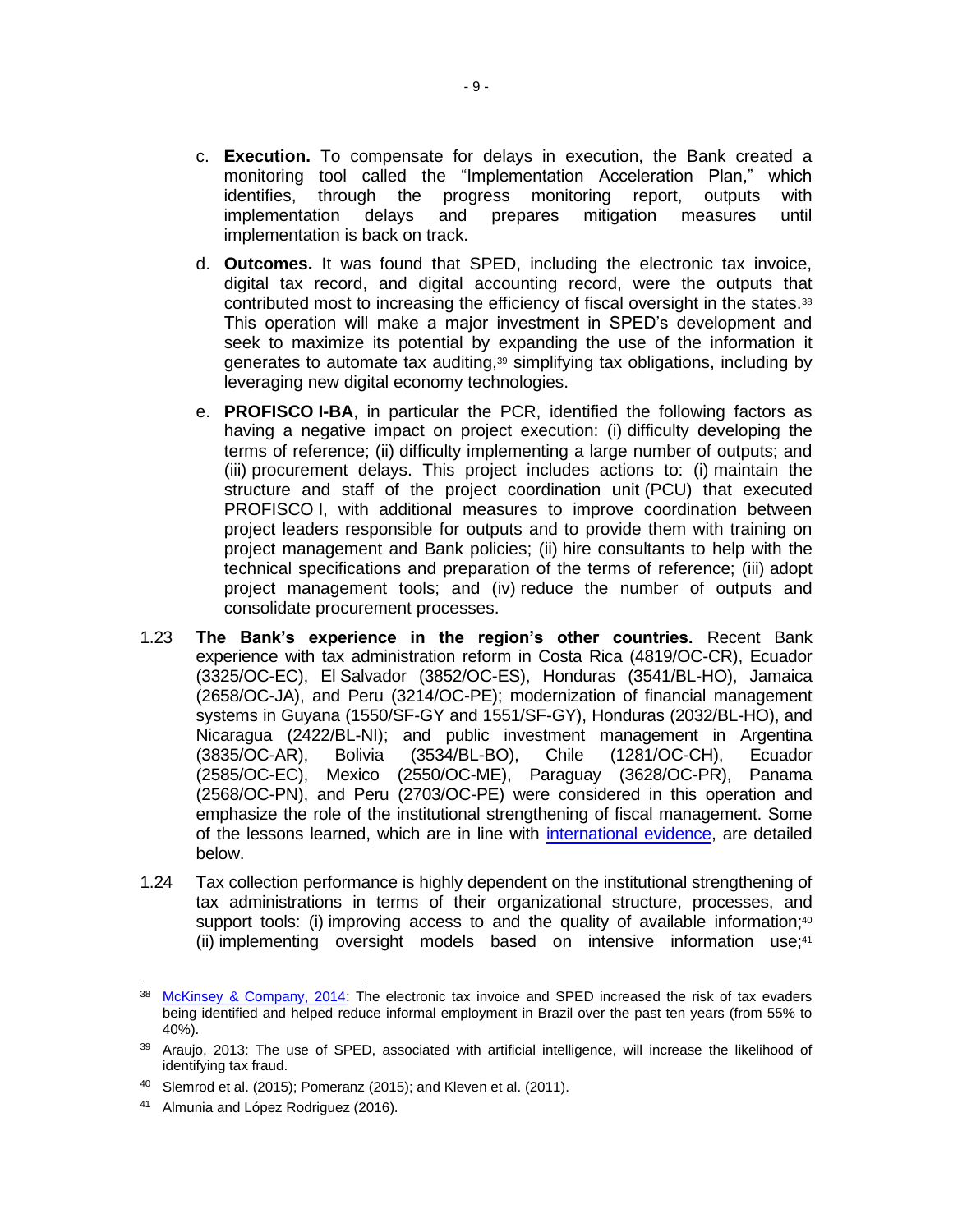c. **Execution.** To compensate for delays in execution, the Bank created a monitoring tool called the "Implementation Acceleration Plan," which identifies, through the progress monitoring report, outputs with implementation delays and prepares mitigation measures until implementation is back on track.

d. **Outcomes.** It was found that SPED, including the electronic tax invoice, digital tax record, and digital accounting record, were the outputs that contributed most to increasing the efficiency of fiscal oversight in the states.[38] This operation will make a major investment in SPED's development and seek to maximize its potential by expanding the use of the information it generates to automate tax auditing,[39] simplifying tax obligations, including by leveraging new digital economy technologies.

e. **PROFISCO I-BA**, in particular the PCR, identified the following factors as having a negative impact on project execution: (i) difficulty developing the terms of reference; (ii) difficulty implementing a large number of outputs; and (iii) procurement delays. This project includes actions to: (i) maintain the structure and staff of the project coordination unit (PCU) that executed PROFISCO I, with additional measures to improve coordination between project leaders responsible for outputs and to provide them with training on project management and Bank policies; (ii) hire consultants to help with the technical specifications and preparation of the terms of reference; (iii) adopt project management tools; and (iv) reduce the number of outputs and consolidate procurement processes.

1.23 **The Bank's experience in the region's other countries.** Recent Bank experience with tax administration reform in Costa Rica (4819/OC-CR), Ecuador (3325/OC-EC), El Salvador (3852/OC-ES), Honduras (3541/BL-HO), Jamaica (2658/OC-JA), and Peru (3214/OC-PE); modernization of financial management systems in Guyana (1550/SF-GY and 1551/SF-GY), Honduras (2032/BL-HO), and Nicaragua (2422/BL-NI); and public investment management in Argentina (3835/OC-AR), Bolivia (3534/BL-BO), Chile (1281/OC-CH), Ecuador (2585/OC-EC), Mexico (2550/OC-ME), Paraguay (3628/OC-PR), Panama (2568/OC-PN), and Peru (2703/OC-PE) were considered in this operation and emphasize the role of the institutional strengthening of fiscal management. Some of the lessons learned, which are in line with international evidence, are detailed below.

1.24 Tax collection performance is highly dependent on the institutional strengthening of tax administrations in terms of their organizational structure, processes, and support tools: (i) improving access to and the quality of available information;[40] (ii) implementing oversight models based on intensive information use;[41]

---

[38] McKinsey & Company, 2014: The electronic tax invoice and SPED increased the risk of tax evaders being identified and helped reduce informal employment in Brazil over the past ten years (from 55% to 40%).

[39] Araujo, 2013: The use of SPED, associated with artificial intelligence, will increase the likelihood of identifying tax fraud.

[40] Slemrod et al. (2015); Pomeranz (2015); and Kleven et al. (2011).

[41] Almunia and López Rodriguez (2016).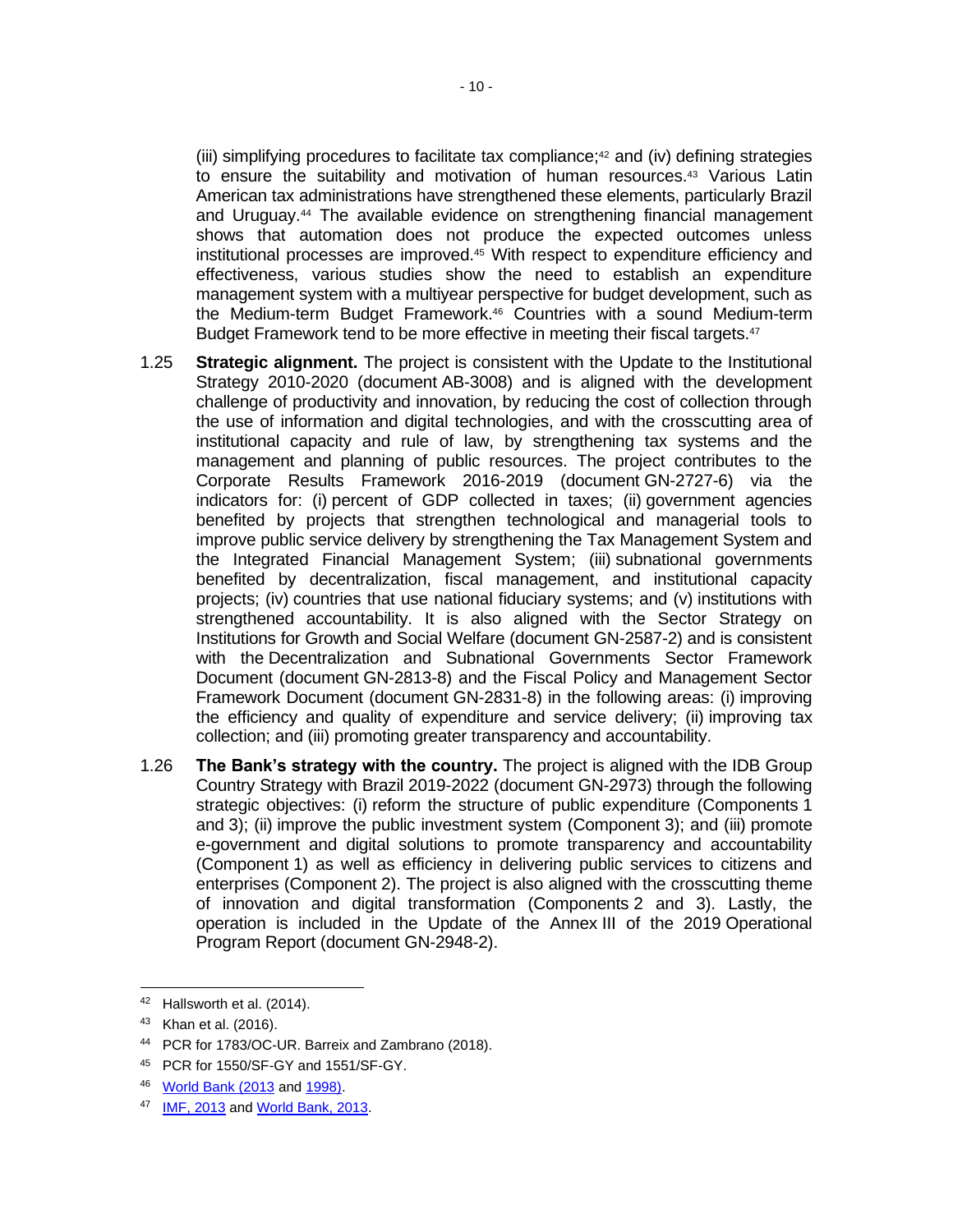(iii) simplifying procedures to facilitate tax compliance;[42] and (iv) defining strategies to ensure the suitability and motivation of human resources.[43] Various Latin American tax administrations have strengthened these elements, particularly Brazil and Uruguay.[44] The available evidence on strengthening financial management shows that automation does not produce the expected outcomes unless institutional processes are improved.[45] With respect to expenditure efficiency and effectiveness, various studies show the need to establish an expenditure management system with a multiyear perspective for budget development, such as the Medium-term Budget Framework.[46] Countries with a sound Medium-term Budget Framework tend to be more effective in meeting their fiscal targets.[47]

1.25 **Strategic alignment.** The project is consistent with the Update to the Institutional Strategy 2010-2020 (document AB-3008) and is aligned with the development challenge of productivity and innovation, by reducing the cost of collection through the use of information and digital technologies, and with the crosscutting area of institutional capacity and rule of law, by strengthening tax systems and the management and planning of public resources. The project contributes to the Corporate Results Framework 2016-2019 (document GN-2727-6) via the indicators for: (i) percent of GDP collected in taxes; (ii) government agencies benefited by projects that strengthen technological and managerial tools to improve public service delivery by strengthening the Tax Management System and the Integrated Financial Management System; (iii) subnational governments benefited by decentralization, fiscal management, and institutional capacity projects; (iv) countries that use national fiduciary systems; and (v) institutions with strengthened accountability. It is also aligned with the Sector Strategy on Institutions for Growth and Social Welfare (document GN-2587-2) and is consistent with the Decentralization and Subnational Governments Sector Framework Document (document GN-2813-8) and the Fiscal Policy and Management Sector Framework Document (document GN-2831-8) in the following areas: (i) improving the efficiency and quality of expenditure and service delivery; (ii) improving tax collection; and (iii) promoting greater transparency and accountability.

1.26 **The Bank's strategy with the country.** The project is aligned with the IDB Group Country Strategy with Brazil 2019-2022 (document GN-2973) through the following strategic objectives: (i) reform the structure of public expenditure (Components 1 and 3); (ii) improve the public investment system (Component 3); and (iii) promote e-government and digital solutions to promote transparency and accountability (Component 1) as well as efficiency in delivering public services to citizens and enterprises (Component 2). The project is also aligned with the crosscutting theme of innovation and digital transformation (Components 2 and 3). Lastly, the operation is included in the Update of the Annex III of the 2019 Operational Program Report (document GN-2948-2).

---

[42] Hallsworth et al. (2014).

[43] Khan et al. (2016).

[44] PCR for 1783/OC-UR. Barreix and Zambrano (2018).

[45] PCR for 1550/SF-GY and 1551/SF-GY.

[46] World Bank (2013 and 1998).

[47] IMF, 2013 and World Bank, 2013.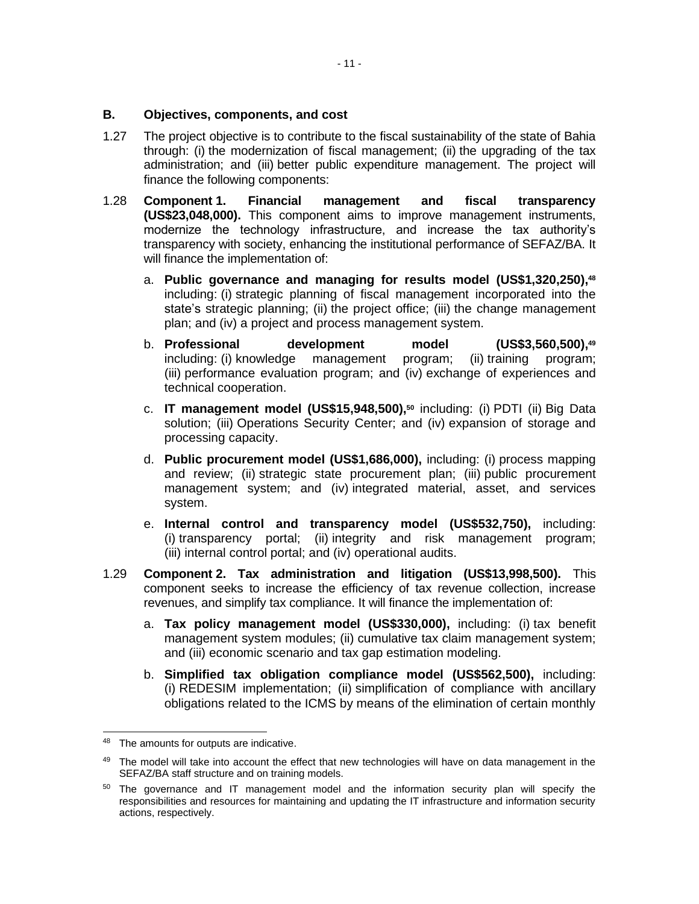## B. Objectives, components, and cost

1.27 The project objective is to contribute to the fiscal sustainability of the state of Bahia through: (i) the modernization of fiscal management; (ii) the upgrading of the tax administration; and (iii) better public expenditure management. The project will finance the following components:

1.28 **Component 1. Financial management and fiscal transparency (US$23,048,000).** This component aims to improve management instruments, modernize the technology infrastructure, and increase the tax authority's transparency with society, enhancing the institutional performance of SEFAZ/BA. It will finance the implementation of:

a. **Public governance and managing for results model (US$1,320,250),**[48] including: (i) strategic planning of fiscal management incorporated into the state's strategic planning; (ii) the project office; (iii) the change management plan; and (iv) a project and process management system.

b. **Professional development model (US$3,560,500),**[49] including: (i) knowledge management program; (ii) training program; (iii) performance evaluation program; and (iv) exchange of experiences and technical cooperation.

c. **IT management model (US$15,948,500),**[50] including: (i) PDTI (ii) Big Data solution; (iii) Operations Security Center; and (iv) expansion of storage and processing capacity.

d. **Public procurement model (US$1,686,000),** including: (i) process mapping and review; (ii) strategic state procurement plan; (iii) public procurement management system; and (iv) integrated material, asset, and services system.

e. **Internal control and transparency model (US$532,750),** including: (i) transparency portal; (ii) integrity and risk management program; (iii) internal control portal; and (iv) operational audits.

1.29 **Component 2. Tax administration and litigation (US$13,998,500).** This component seeks to increase the efficiency of tax revenue collection, increase revenues, and simplify tax compliance. It will finance the implementation of:

a. **Tax policy management model (US$330,000),** including: (i) tax benefit management system modules; (ii) cumulative tax claim management system; and (iii) economic scenario and tax gap estimation modeling.

b. **Simplified tax obligation compliance model (US$562,500),** including: (i) REDESIM implementation; (ii) simplification of compliance with ancillary obligations related to the ICMS by means of the elimination of certain monthly

---

[48] The amounts for outputs are indicative.

[49] The model will take into account the effect that new technologies will have on data management in the SEFAZ/BA staff structure and on training models.

[50] The governance and IT management model and the information security plan will specify the responsibilities and resources for maintaining and updating the IT infrastructure and information security actions, respectively.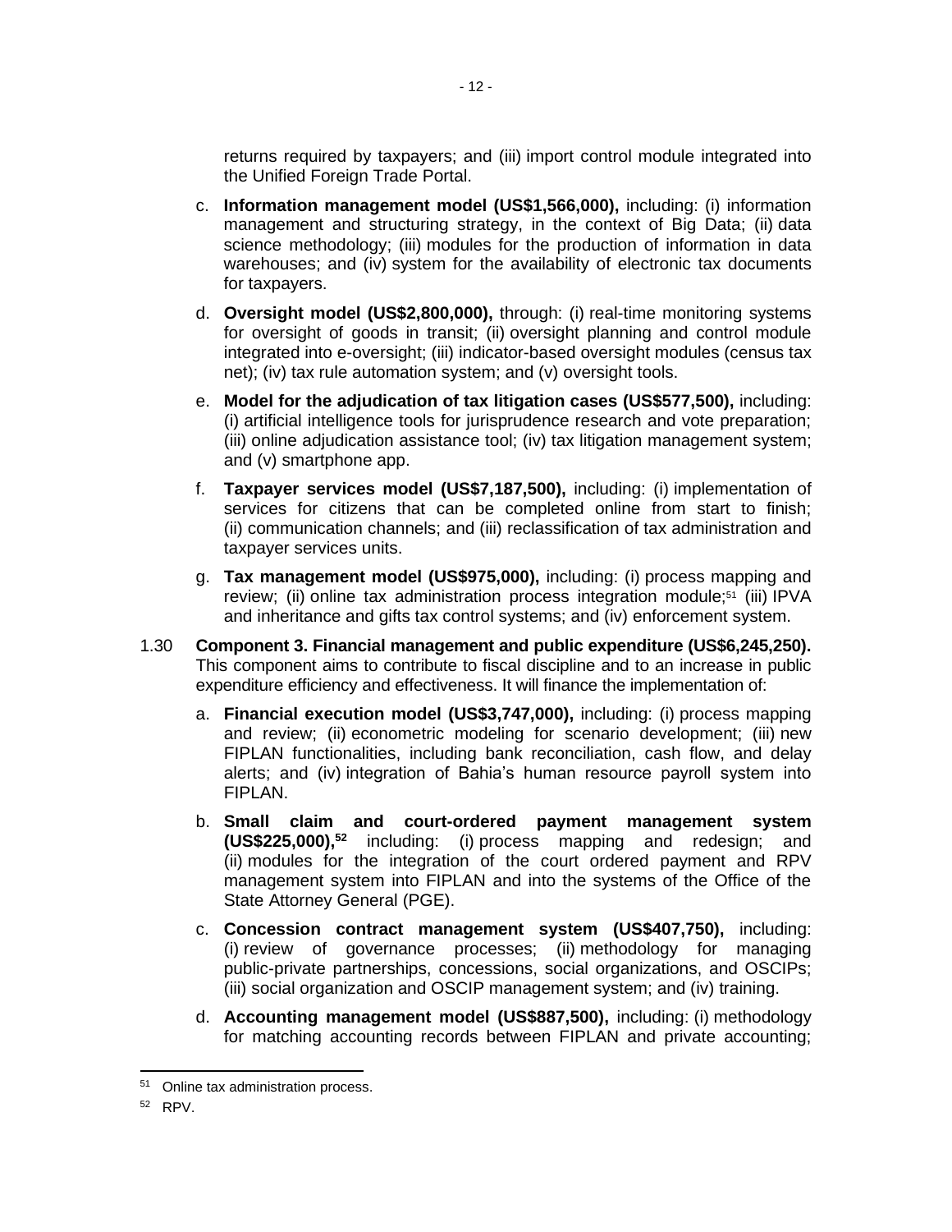returns required by taxpayers; and (iii) import control module integrated into the Unified Foreign Trade Portal.

c. **Information management model (US$1,566,000),** including: (i) information management and structuring strategy, in the context of Big Data; (ii) data science methodology; (iii) modules for the production of information in data warehouses; and (iv) system for the availability of electronic tax documents for taxpayers.

d. **Oversight model (US$2,800,000),** through: (i) real-time monitoring systems for oversight of goods in transit; (ii) oversight planning and control module integrated into e-oversight; (iii) indicator-based oversight modules (census tax net); (iv) tax rule automation system; and (v) oversight tools.

e. **Model for the adjudication of tax litigation cases (US$577,500),** including: (i) artificial intelligence tools for jurisprudence research and vote preparation; (iii) online adjudication assistance tool; (iv) tax litigation management system; and (v) smartphone app.

f. **Taxpayer services model (US$7,187,500),** including: (i) implementation of services for citizens that can be completed online from start to finish; (ii) communication channels; and (iii) reclassification of tax administration and taxpayer services units.

g. **Tax management model (US$975,000),** including: (i) process mapping and review; (ii) online tax administration process integration module;[51] (iii) IPVA and inheritance and gifts tax control systems; and (iv) enforcement system.

1.30 **Component 3. Financial management and public expenditure (US$6,245,250).** This component aims to contribute to fiscal discipline and to an increase in public expenditure efficiency and effectiveness. It will finance the implementation of:

a. **Financial execution model (US$3,747,000),** including: (i) process mapping and review; (ii) econometric modeling for scenario development; (iii) new FIPLAN functionalities, including bank reconciliation, cash flow, and delay alerts; and (iv) integration of Bahia's human resource payroll system into FIPLAN.

b. **Small claim and court-ordered payment management system (US$225,000),[52]** including: (i) process mapping and redesign; and (ii) modules for the integration of the court ordered payment and RPV management system into FIPLAN and into the systems of the Office of the State Attorney General (PGE).

c. **Concession contract management system (US$407,750),** including: (i) review of governance processes; (ii) methodology for managing public-private partnerships, concessions, social organizations, and OSCIPs; (iii) social organization and OSCIP management system; and (iv) training.

d. **Accounting management model (US$887,500),** including: (i) methodology for matching accounting records between FIPLAN and private accounting;

---

[51] Online tax administration process.

[52] RPV.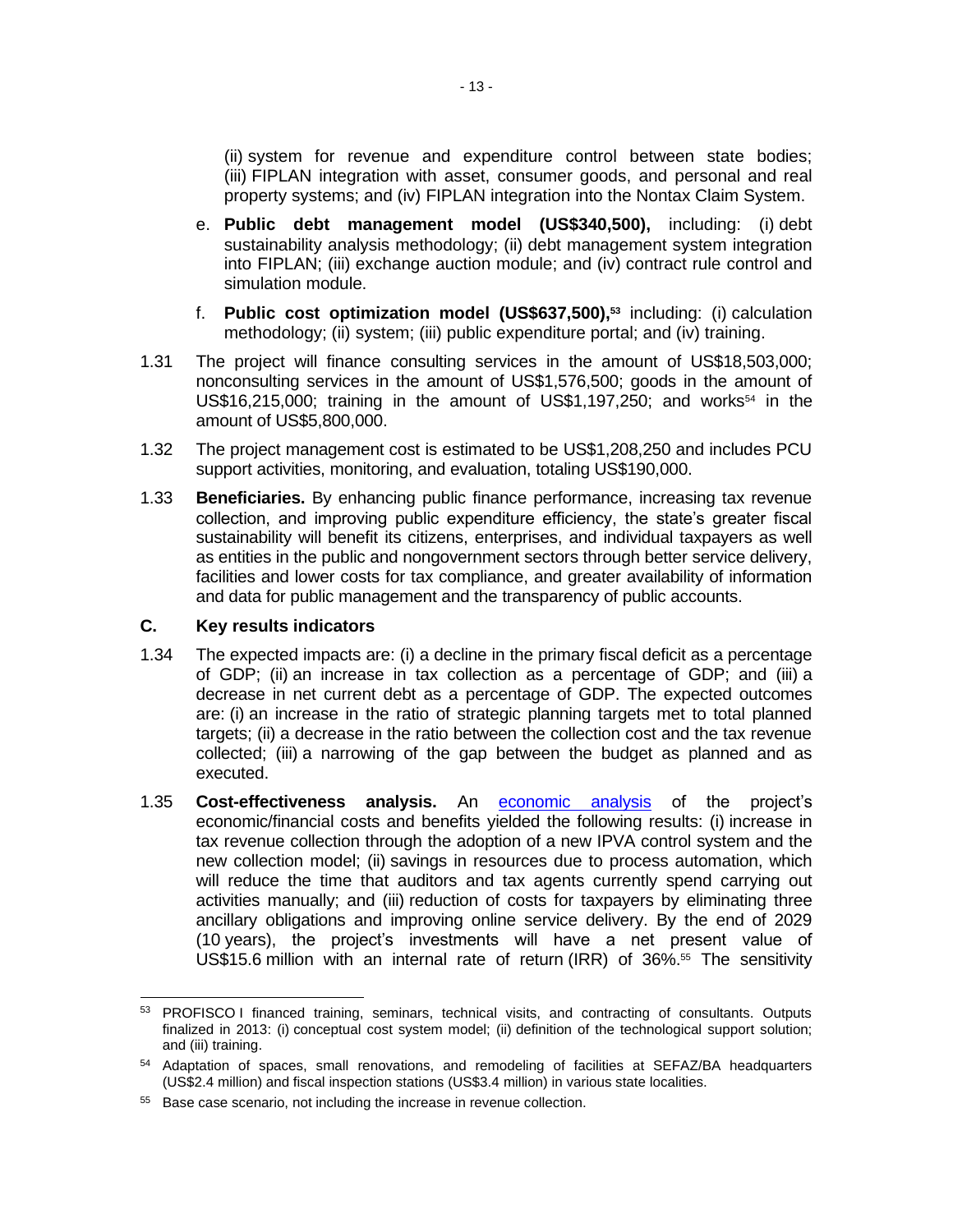(ii) system for revenue and expenditure control between state bodies; (iii) FIPLAN integration with asset, consumer goods, and personal and real property systems; and (iv) FIPLAN integration into the Nontax Claim System.

e. **Public debt management model (US$340,500),** including: (i) debt sustainability analysis methodology; (ii) debt management system integration into FIPLAN; (iii) exchange auction module; and (iv) contract rule control and simulation module.

f. **Public cost optimization model (US$637,500),**[53] including: (i) calculation methodology; (ii) system; (iii) public expenditure portal; and (iv) training.

1.31 The project will finance consulting services in the amount of US$18,503,000; nonconsulting services in the amount of US$1,576,500; goods in the amount of US$16,215,000; training in the amount of US$1,197,250; and works[54] in the amount of US$5,800,000.

1.32 The project management cost is estimated to be US$1,208,250 and includes PCU support activities, monitoring, and evaluation, totaling US$190,000.

1.33 **Beneficiaries.** By enhancing public finance performance, increasing tax revenue collection, and improving public expenditure efficiency, the state's greater fiscal sustainability will benefit its citizens, enterprises, and individual taxpayers as well as entities in the public and nongovernment sectors through better service delivery, facilities and lower costs for tax compliance, and greater availability of information and data for public management and the transparency of public accounts.

## C. Key results indicators

1.34 The expected impacts are: (i) a decline in the primary fiscal deficit as a percentage of GDP; (ii) an increase in tax collection as a percentage of GDP; and (iii) a decrease in net current debt as a percentage of GDP. The expected outcomes are: (i) an increase in the ratio of strategic planning targets met to total planned targets; (ii) a decrease in the ratio between the collection cost and the tax revenue collected; (iii) a narrowing of the gap between the budget as planned and as executed.

1.35 **Cost-effectiveness analysis.** An economic analysis of the project's economic/financial costs and benefits yielded the following results: (i) increase in tax revenue collection through the adoption of a new IPVA control system and the new collection model; (ii) savings in resources due to process automation, which will reduce the time that auditors and tax agents currently spend carrying out activities manually; and (iii) reduction of costs for taxpayers by eliminating three ancillary obligations and improving online service delivery. By the end of 2029 (10 years), the project's investments will have a net present value of US$15.6 million with an internal rate of return (IRR) of 36%.[55] The sensitivity

---

[53] PROFISCO I financed training, seminars, technical visits, and contracting of consultants. Outputs finalized in 2013: (i) conceptual cost system model; (ii) definition of the technological support solution; and (iii) training.

[54] Adaptation of spaces, small renovations, and remodeling of facilities at SEFAZ/BA headquarters (US$2.4 million) and fiscal inspection stations (US$3.4 million) in various state localities.

[55] Base case scenario, not including the increase in revenue collection.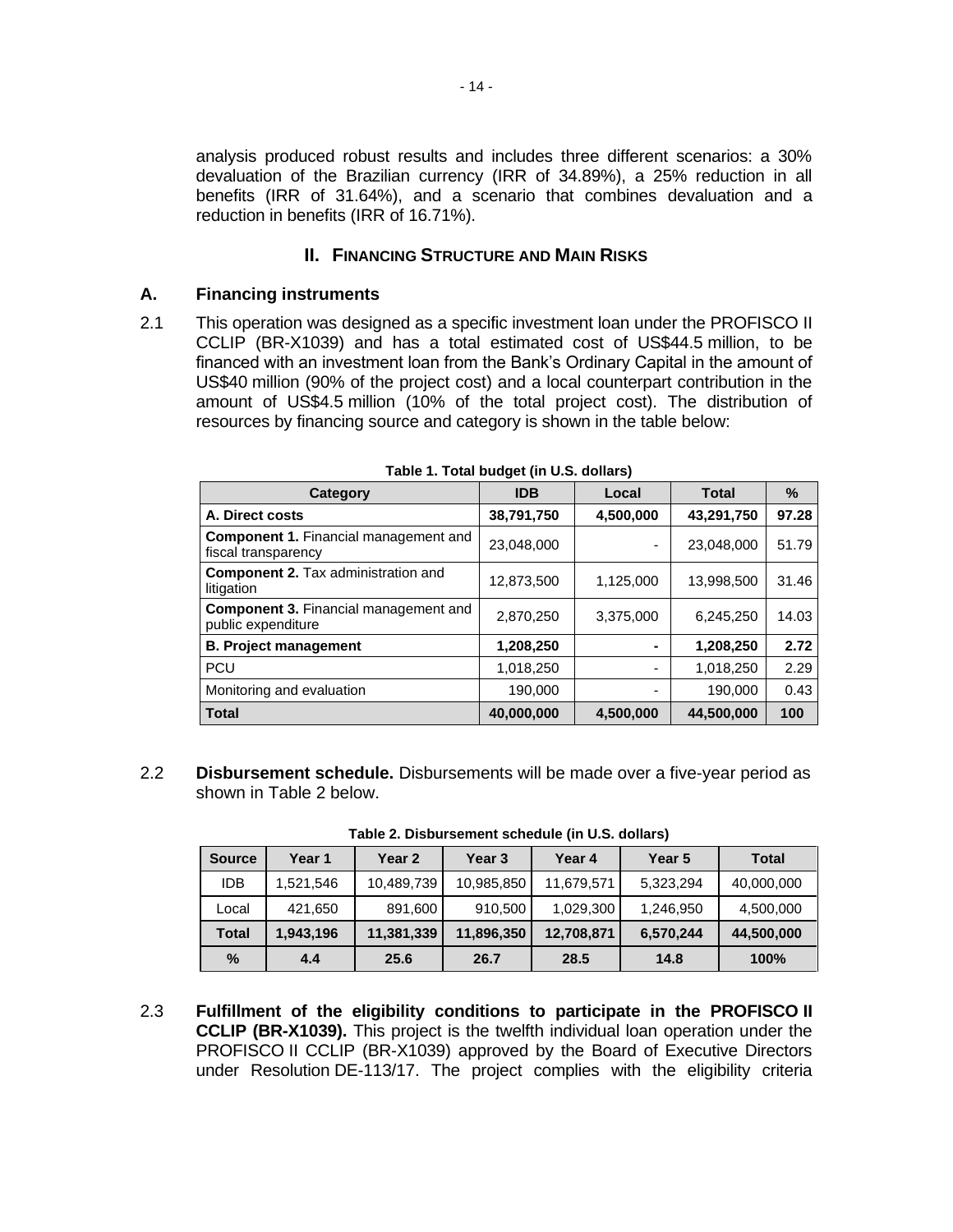analysis produced robust results and includes three different scenarios: a 30% devaluation of the Brazilian currency (IRR of 34.89%), a 25% reduction in all benefits (IRR of 31.64%), and a scenario that combines devaluation and a reduction in benefits (IRR of 16.71%).

## II. FINANCING STRUCTURE AND MAIN RISKS

### A. Financing instruments

2.1 This operation was designed as a specific investment loan under the PROFISCO II CCLIP (BR-X1039) and has a total estimated cost of US$44.5 million, to be financed with an investment loan from the Bank's Ordinary Capital in the amount of US$40 million (90% of the project cost) and a local counterpart contribution in the amount of US$4.5 million (10% of the total project cost). The distribution of resources by financing source and category is shown in the table below:

**Table 1. Total budget (in U.S. dollars)**

| Category | IDB | Local | Total | % |
|---|---|---|---|---|
| **A. Direct costs** | **38,791,750** | **4,500,000** | **43,291,750** | **97.28** |
| **Component 1.** Financial management and fiscal transparency | 23,048,000 | - | 23,048,000 | 51.79 |
| **Component 2.** Tax administration and litigation | 12,873,500 | 1,125,000 | 13,998,500 | 31.46 |
| **Component 3.** Financial management and public expenditure | 2,870,250 | 3,375,000 | 6,245,250 | 14.03 |
| **B. Project management** | **1,208,250** | **-** | **1,208,250** | **2.72** |
| PCU | 1,018,250 | - | 1,018,250 | 2.29 |
| Monitoring and evaluation | 190,000 | - | 190,000 | 0.43 |
| **Total** | **40,000,000** | **4,500,000** | **44,500,000** | **100** |

2.2 **Disbursement schedule.** Disbursements will be made over a five-year period as shown in Table 2 below.

**Table 2. Disbursement schedule (in U.S. dollars)**

| Source | Year 1 | Year 2 | Year 3 | Year 4 | Year 5 | Total |
|---|---|---|---|---|---|---|
| IDB | 1,521,546 | 10,489,739 | 10,985,850 | 11,679,571 | 5,323,294 | 40,000,000 |
| Local | 421,650 | 891,600 | 910,500 | 1,029,300 | 1,246,950 | 4,500,000 |
| **Total** | **1,943,196** | **11,381,339** | **11,896,350** | **12,708,871** | **6,570,244** | **44,500,000** |
| **%** | **4.4** | **25.6** | **26.7** | **28.5** | **14.8** | **100%** |

2.3 **Fulfillment of the eligibility conditions to participate in the PROFISCO II CCLIP (BR-X1039).** This project is the twelfth individual loan operation under the PROFISCO II CCLIP (BR-X1039) approved by the Board of Executive Directors under Resolution DE-113/17. The project complies with the eligibility criteria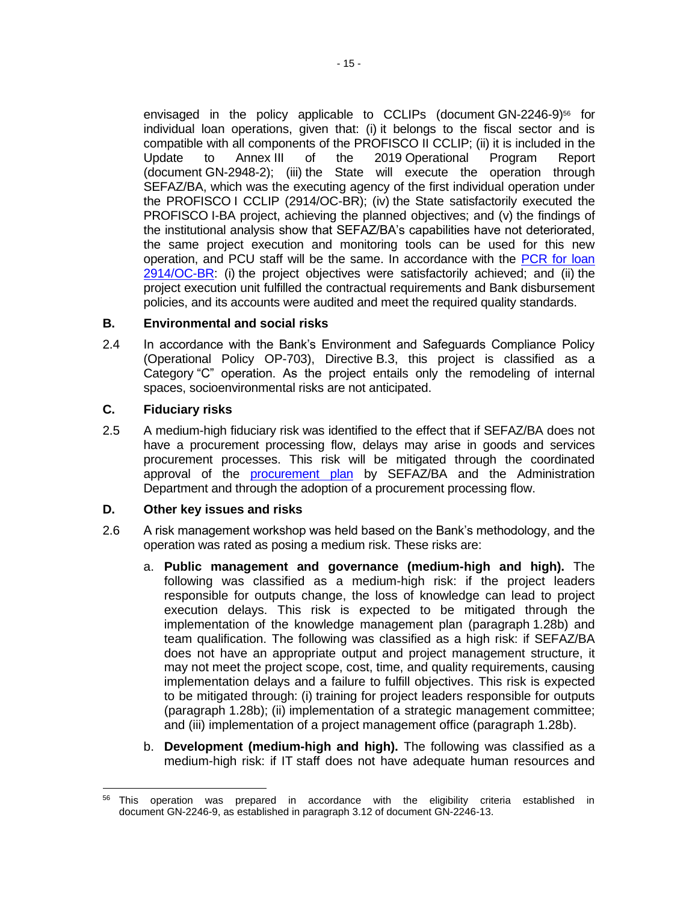envisaged in the policy applicable to CCLIPs (document GN-2246-9)[56] for individual loan operations, given that: (i) it belongs to the fiscal sector and is compatible with all components of the PROFISCO II CCLIP; (ii) it is included in the Update to Annex III of the 2019 Operational Program Report (document GN-2948-2); (iii) the State will execute the operation through SEFAZ/BA, which was the executing agency of the first individual operation under the PROFISCO I CCLIP (2914/OC-BR); (iv) the State satisfactorily executed the PROFISCO I-BA project, achieving the planned objectives; and (v) the findings of the institutional analysis show that SEFAZ/BA's capabilities have not deteriorated, the same project execution and monitoring tools can be used for this new operation, and PCU staff will be the same. In accordance with the PCR for loan 2914/OC-BR: (i) the project objectives were satisfactorily achieved; and (ii) the project execution unit fulfilled the contractual requirements and Bank disbursement policies, and its accounts were audited and meet the required quality standards.

## B. Environmental and social risks

2.4 In accordance with the Bank's Environment and Safeguards Compliance Policy (Operational Policy OP-703), Directive B.3, this project is classified as a Category "C" operation. As the project entails only the remodeling of internal spaces, socioenvironmental risks are not anticipated.

## C. Fiduciary risks

2.5 A medium-high fiduciary risk was identified to the effect that if SEFAZ/BA does not have a procurement processing flow, delays may arise in goods and services procurement processes. This risk will be mitigated through the coordinated approval of the procurement plan by SEFAZ/BA and the Administration Department and through the adoption of a procurement processing flow.

## D. Other key issues and risks

2.6 A risk management workshop was held based on the Bank's methodology, and the operation was rated as posing a medium risk. These risks are:

a. **Public management and governance (medium-high and high).** The following was classified as a medium-high risk: if the project leaders responsible for outputs change, the loss of knowledge can lead to project execution delays. This risk is expected to be mitigated through the implementation of the knowledge management plan (paragraph 1.28b) and team qualification. The following was classified as a high risk: if SEFAZ/BA does not have an appropriate output and project management structure, it may not meet the project scope, cost, time, and quality requirements, causing implementation delays and a failure to fulfill objectives. This risk is expected to be mitigated through: (i) training for project leaders responsible for outputs (paragraph 1.28b); (ii) implementation of a strategic management committee; and (iii) implementation of a project management office (paragraph 1.28b).

b. **Development (medium-high and high).** The following was classified as a medium-high risk: if IT staff does not have adequate human resources and

---

[56] This operation was prepared in accordance with the eligibility criteria established in document GN-2246-9, as established in paragraph 3.12 of document GN-2246-13.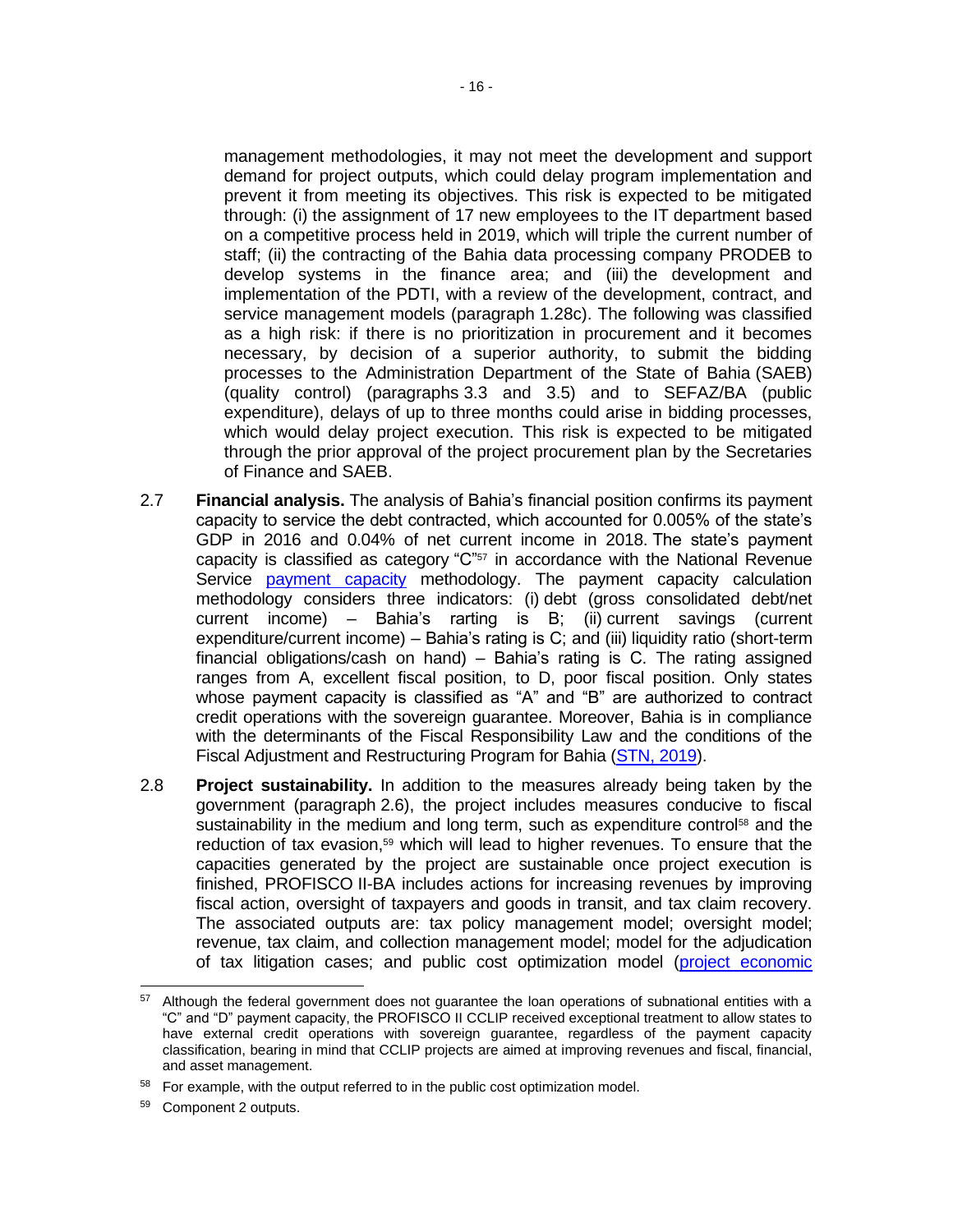management methodologies, it may not meet the development and support demand for project outputs, which could delay program implementation and prevent it from meeting its objectives. This risk is expected to be mitigated through: (i) the assignment of 17 new employees to the IT department based on a competitive process held in 2019, which will triple the current number of staff; (ii) the contracting of the Bahia data processing company PRODEB to develop systems in the finance area; and (iii) the development and implementation of the PDTI, with a review of the development, contract, and service management models (paragraph 1.28c). The following was classified as a high risk: if there is no prioritization in procurement and it becomes necessary, by decision of a superior authority, to submit the bidding processes to the Administration Department of the State of Bahia (SAEB) (quality control) (paragraphs 3.3 and 3.5) and to SEFAZ/BA (public expenditure), delays of up to three months could arise in bidding processes, which would delay project execution. This risk is expected to be mitigated through the prior approval of the project procurement plan by the Secretaries of Finance and SAEB.

2.7 **Financial analysis.** The analysis of Bahia's financial position confirms its payment capacity to service the debt contracted, which accounted for 0.005% of the state's GDP in 2016 and 0.04% of net current income in 2018. The state's payment capacity is classified as category "C"[57] in accordance with the National Revenue Service [payment capacity] methodology. The payment capacity calculation methodology considers three indicators: (i) debt (gross consolidated debt/net current income) – Bahia's rarting is B; (ii) current savings (current expenditure/current income) – Bahia's rating is C; and (iii) liquidity ratio (short-term financial obligations/cash on hand) – Bahia's rating is C. The rating assigned ranges from A, excellent fiscal position, to D, poor fiscal position. Only states whose payment capacity is classified as "A" and "B" are authorized to contract credit operations with the sovereign guarantee. Moreover, Bahia is in compliance with the determinants of the Fiscal Responsibility Law and the conditions of the Fiscal Adjustment and Restructuring Program for Bahia ([STN, 2019]).

2.8 **Project sustainability.** In addition to the measures already being taken by the government (paragraph 2.6), the project includes measures conducive to fiscal sustainability in the medium and long term, such as expenditure control[58] and the reduction of tax evasion,[59] which will lead to higher revenues. To ensure that the capacities generated by the project are sustainable once project execution is finished, PROFISCO II-BA includes actions for increasing revenues by improving fiscal action, oversight of taxpayers and goods in transit, and tax claim recovery. The associated outputs are: tax policy management model; oversight model; revenue, tax claim, and collection management model; model for the adjudication of tax litigation cases; and public cost optimization model ([project economic

---

[57] Although the federal government does not guarantee the loan operations of subnational entities with a "C" and "D" payment capacity, the PROFISCO II CCLIP received exceptional treatment to allow states to have external credit operations with sovereign guarantee, regardless of the payment capacity classification, bearing in mind that CCLIP projects are aimed at improving revenues and fiscal, financial, and asset management.

[58] For example, with the output referred to in the public cost optimization model.

[59] Component 2 outputs.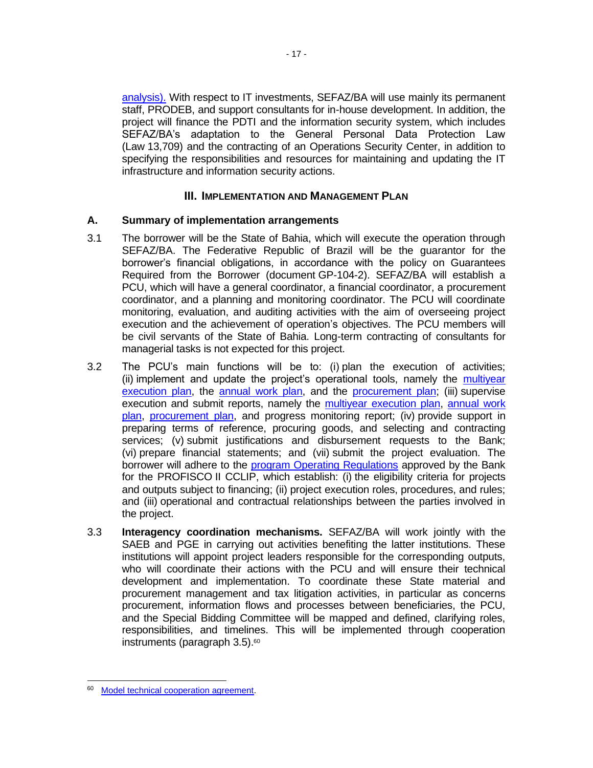analysis). With respect to IT investments, SEFAZ/BA will use mainly its permanent staff, PRODEB, and support consultants for in-house development. In addition, the project will finance the PDTI and the information security system, which includes SEFAZ/BA's adaptation to the General Personal Data Protection Law (Law 13,709) and the contracting of an Operations Security Center, in addition to specifying the responsibilities and resources for maintaining and updating the IT infrastructure and information security actions.

## III. IMPLEMENTATION AND MANAGEMENT PLAN

### A. Summary of implementation arrangements

3.1 The borrower will be the State of Bahia, which will execute the operation through SEFAZ/BA. The Federative Republic of Brazil will be the guarantor for the borrower's financial obligations, in accordance with the policy on Guarantees Required from the Borrower (document GP-104-2). SEFAZ/BA will establish a PCU, which will have a general coordinator, a financial coordinator, a procurement coordinator, and a planning and monitoring coordinator. The PCU will coordinate monitoring, evaluation, and auditing activities with the aim of overseeing project execution and the achievement of operation's objectives. The PCU members will be civil servants of the State of Bahia. Long-term contracting of consultants for managerial tasks is not expected for this project.

3.2 The PCU's main functions will be to: (i) plan the execution of activities; (ii) implement and update the project's operational tools, namely the multiyear execution plan, the annual work plan, and the procurement plan; (iii) supervise execution and submit reports, namely the multiyear execution plan, annual work plan, procurement plan, and progress monitoring report; (iv) provide support in preparing terms of reference, procuring goods, and selecting and contracting services; (v) submit justifications and disbursement requests to the Bank; (vi) prepare financial statements; and (vii) submit the project evaluation. The borrower will adhere to the program Operating Regulations approved by the Bank for the PROFISCO II CCLIP, which establish: (i) the eligibility criteria for projects and outputs subject to financing; (ii) project execution roles, procedures, and rules; and (iii) operational and contractual relationships between the parties involved in the project.

3.3 **Interagency coordination mechanisms.** SEFAZ/BA will work jointly with the SAEB and PGE in carrying out activities benefiting the latter institutions. These institutions will appoint project leaders responsible for the corresponding outputs, who will coordinate their actions with the PCU and will ensure their technical development and implementation. To coordinate these State material and procurement management and tax litigation activities, in particular as concerns procurement, information flows and processes between beneficiaries, the PCU, and the Special Bidding Committee will be mapped and defined, clarifying roles, responsibilities, and timelines. This will be implemented through cooperation instruments (paragraph 3.5).[60]

---

[60] Model technical cooperation agreement.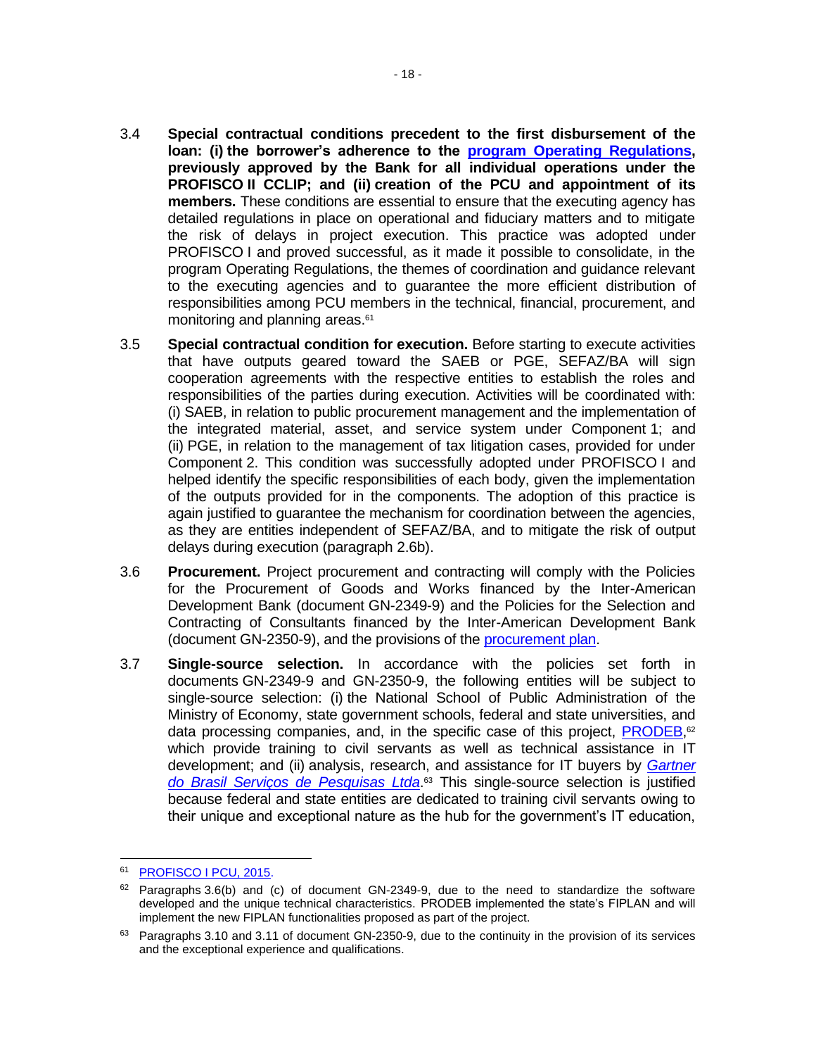3.4 **Special contractual conditions precedent to the first disbursement of the loan: (i) the borrower's adherence to the program Operating Regulations, previously approved by the Bank for all individual operations under the PROFISCO II CCLIP; and (ii) creation of the PCU and appointment of its members.** These conditions are essential to ensure that the executing agency has detailed regulations in place on operational and fiduciary matters and to mitigate the risk of delays in project execution. This practice was adopted under PROFISCO I and proved successful, as it made it possible to consolidate, in the program Operating Regulations, the themes of coordination and guidance relevant to the executing agencies and to guarantee the more efficient distribution of responsibilities among PCU members in the technical, financial, procurement, and monitoring and planning areas.[61]

3.5 **Special contractual condition for execution.** Before starting to execute activities that have outputs geared toward the SAEB or PGE, SEFAZ/BA will sign cooperation agreements with the respective entities to establish the roles and responsibilities of the parties during execution. Activities will be coordinated with: (i) SAEB, in relation to public procurement management and the implementation of the integrated material, asset, and service system under Component 1; and (ii) PGE, in relation to the management of tax litigation cases, provided for under Component 2. This condition was successfully adopted under PROFISCO I and helped identify the specific responsibilities of each body, given the implementation of the outputs provided for in the components. The adoption of this practice is again justified to guarantee the mechanism for coordination between the agencies, as they are entities independent of SEFAZ/BA, and to mitigate the risk of output delays during execution (paragraph 2.6b).

3.6 **Procurement.** Project procurement and contracting will comply with the Policies for the Procurement of Goods and Works financed by the Inter-American Development Bank (document GN-2349-9) and the Policies for the Selection and Contracting of Consultants financed by the Inter-American Development Bank (document GN-2350-9), and the provisions of the procurement plan.

3.7 **Single-source selection.** In accordance with the policies set forth in documents GN-2349-9 and GN-2350-9, the following entities will be subject to single-source selection: (i) the National School of Public Administration of the Ministry of Economy, state government schools, federal and state universities, and data processing companies, and, in the specific case of this project, PRODEB,[62] which provide training to civil servants as well as technical assistance in IT development; and (ii) analysis, research, and assistance for IT buyers by *Gartner do Brasil Serviços de Pesquisas Ltda*.[63] This single-source selection is justified because federal and state entities are dedicated to training civil servants owing to their unique and exceptional nature as the hub for the government's IT education,

---

[61] PROFISCO I PCU, 2015.

[62] Paragraphs 3.6(b) and (c) of document GN-2349-9, due to the need to standardize the software developed and the unique technical characteristics. PRODEB implemented the state's FIPLAN and will implement the new FIPLAN functionalities proposed as part of the project.

[63] Paragraphs 3.10 and 3.11 of document GN-2350-9, due to the continuity in the provision of its services and the exceptional experience and qualifications.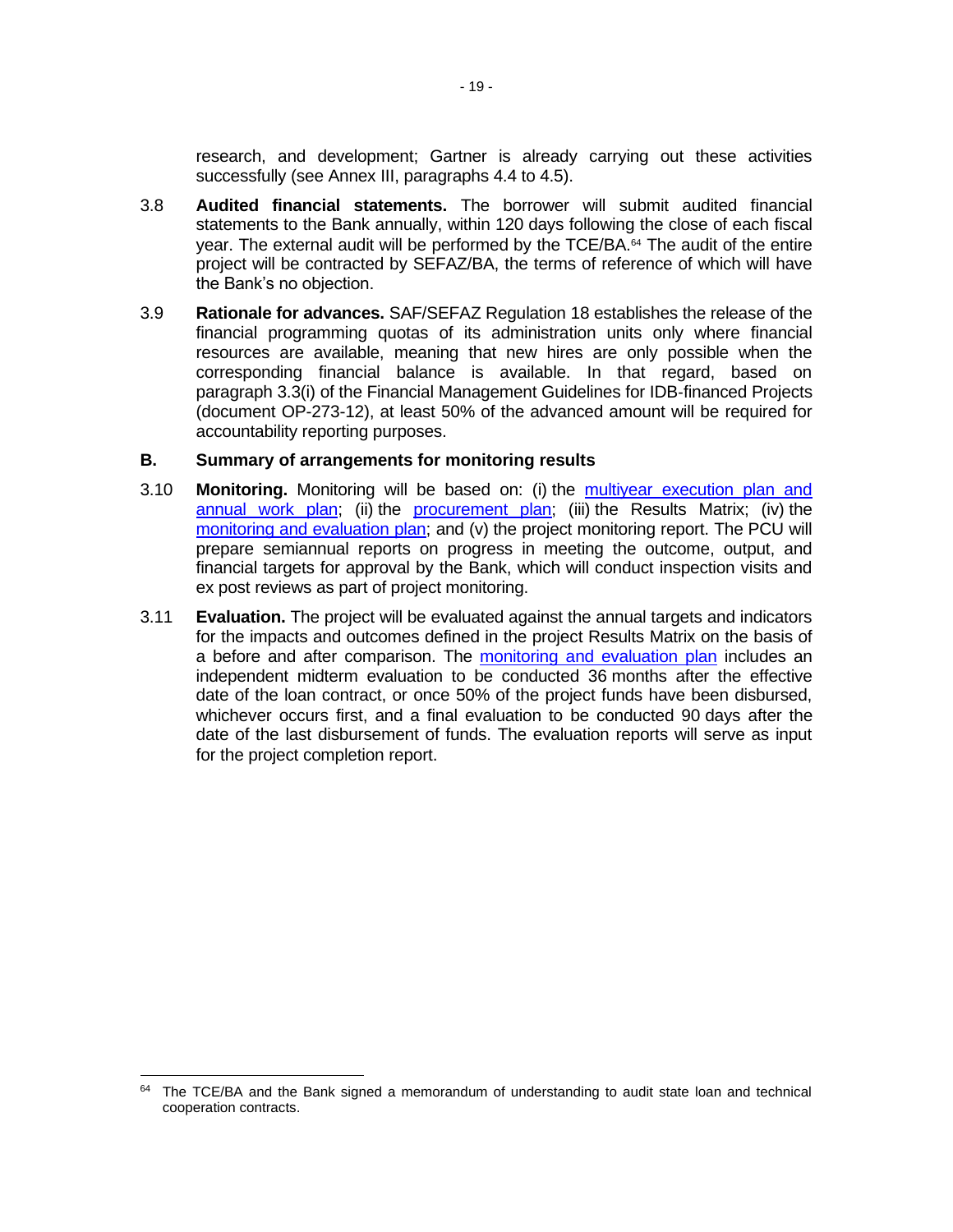research, and development; Gartner is already carrying out these activities successfully (see Annex III, paragraphs 4.4 to 4.5).

3.8 **Audited financial statements.** The borrower will submit audited financial statements to the Bank annually, within 120 days following the close of each fiscal year. The external audit will be performed by the TCE/BA.[64] The audit of the entire project will be contracted by SEFAZ/BA, the terms of reference of which will have the Bank's no objection.

3.9 **Rationale for advances.** SAF/SEFAZ Regulation 18 establishes the release of the financial programming quotas of its administration units only where financial resources are available, meaning that new hires are only possible when the corresponding financial balance is available. In that regard, based on paragraph 3.3(i) of the Financial Management Guidelines for IDB-financed Projects (document OP-273-12), at least 50% of the advanced amount will be required for accountability reporting purposes.

## B. Summary of arrangements for monitoring results

3.10 **Monitoring.** Monitoring will be based on: (i) the multiyear execution plan and annual work plan; (ii) the procurement plan; (iii) the Results Matrix; (iv) the monitoring and evaluation plan; and (v) the project monitoring report. The PCU will prepare semiannual reports on progress in meeting the outcome, output, and financial targets for approval by the Bank, which will conduct inspection visits and ex post reviews as part of project monitoring.

3.11 **Evaluation.** The project will be evaluated against the annual targets and indicators for the impacts and outcomes defined in the project Results Matrix on the basis of a before and after comparison. The monitoring and evaluation plan includes an independent midterm evaluation to be conducted 36 months after the effective date of the loan contract, or once 50% of the project funds have been disbursed, whichever occurs first, and a final evaluation to be conducted 90 days after the date of the last disbursement of funds. The evaluation reports will serve as input for the project completion report.

---

[64] The TCE/BA and the Bank signed a memorandum of understanding to audit state loan and technical cooperation contracts.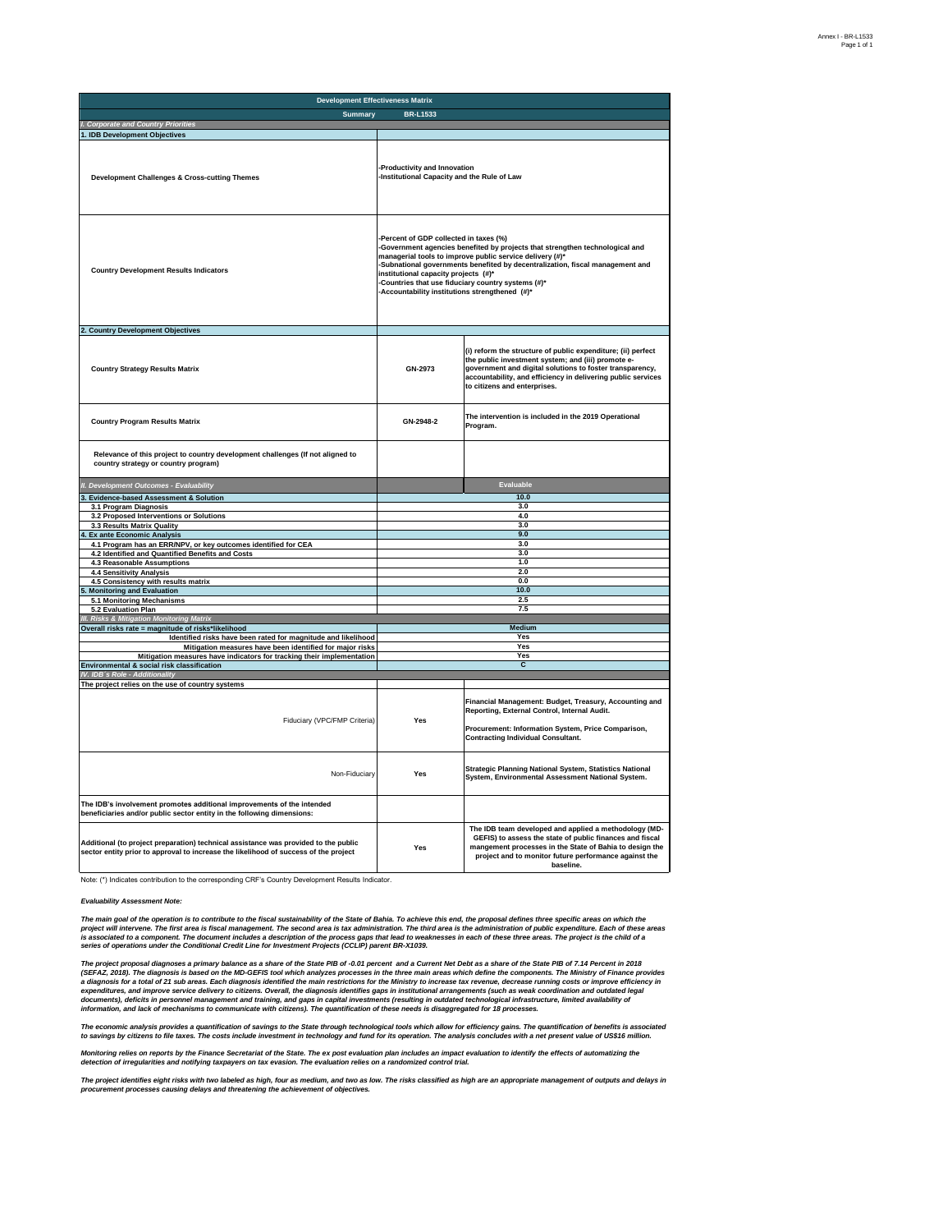| Development Effectiveness Matrix | | |
|---|---|---|
| **Summary** | **BR-L1533** | |
| ***I. Corporate and Country Priorities*** | | |
| **1. IDB Development Objectives** | | |
| **Development Challenges & Cross-cutting Themes** | -Productivity and Innovation<br>-Institutional Capacity and the Rule of Law | |
| **Country Development Results Indicators** | -Percent of GDP collected in taxes (%)<br>-Government agencies benefited by projects that strengthen technological and managerial tools to improve public service delivery (#)*<br>-Subnational governments benefited by decentralization, fiscal management and institutional capacity projects (#)*<br>-Countries that use fiduciary country systems (#)*<br>-Accountability institutions strengthened (#)* | |
| **2. Country Development Objectives** | | |
| **Country Strategy Results Matrix** | GN-2973 | (i) reform the structure of public expenditure; (ii) perfect the public investment system; and (iii) promote e-government and digital solutions to foster transparency, accountability, and efficiency in delivering public services to citizens and enterprises. |
| **Country Program Results Matrix** | GN-2948-2 | The intervention is included in the 2019 Operational Program. |
| **Relevance of this project to country development challenges (If not aligned to country strategy or country program)** | | |
| ***II. Development Outcomes - Evaluability*** | | **Evaluable** |
| **3. Evidence-based Assessment & Solution** | 10.0 | |
| 3.1 Program Diagnosis | 3.0 | |
| 3.2 Proposed Interventions or Solutions | 4.0 | |
| 3.3 Results Matrix Quality | 3.0 | |
| **4. Ex ante Economic Analysis** | 9.0 | |
| 4.1 Program has an ERR/NPV, or key outcomes identified for CEA | 3.0 | |
| 4.2 Identified and Quantified Benefits and Costs | 3.0 | |
| 4.3 Reasonable Assumptions | 1.0 | |
| 4.4 Sensitivity Analysis | 2.0 | |
| 4.5 Consistency with results matrix | 0.0 | |
| **5. Monitoring and Evaluation** | 10.0 | |
| 5.1 Monitoring Mechanisms | 2.5 | |
| 5.2 Evaluation Plan | 7.5 | |
| ***III. Risks & Mitigation Monitoring Matrix*** | | |
| **Overall risks rate = magnitude of risks*likelihood** | Medium | |
| Identified risks have been rated for magnitude and likelihood | Yes | |
| Mitigation measures have been identified for major risks | Yes | |
| Mitigation measures have indicators for tracking their implementation | Yes | |
| **Environmental & social risk classification** | C | |
| ***IV. IDB´s Role - Additionality*** | | |
| **The project relies on the use of country systems** | | |
| Fiduciary (VPC/FMP Criteria) | Yes | Financial Management: Budget, Treasury, Accounting and Reporting, External Control, Internal Audit.<br><br>Procurement: Information System, Price Comparison, Contracting Individual Consultant. |
| Non-Fiduciary | Yes | Strategic Planning National System, Statistics National System, Environmental Assessment National System. |
| **The IDB's involvement promotes additional improvements of the intended beneficiaries and/or public sector entity in the following dimensions:** | | |
| **Additional (to project preparation) technical assistance was provided to the public sector entity prior to approval to increase the likelihood of success of the project** | Yes | The IDB team developed and applied a methodology (MD-GEFIS) to assess the state of public finances and fiscal mangement processes in the State of Bahia to design the project and to monitor future performance against the baseline. |

Note: (*) Indicates contribution to the corresponding CRF's Country Development Results Indicator.

***Evaluability Assessment Note:***

*The main goal of the operation is to contribute to the fiscal sustainability of the State of Bahia. To achieve this end, the proposal defines three specific areas on which the project will intervene. The first area is fiscal management. The second area is tax administration. The third area is the administration of public expenditure. Each of these areas is associated to a component. The document includes a description of the process gaps that lead to weaknesses in each of these three areas. The project is the child of a series of operations under the Conditional Credit Line for Investment Projects (CCLIP) parent BR-X1039.*

*The project proposal diagnoses a primary balance as a share of the State PIB of -0.01 percent and a Current Net Debt as a share of the State PIB of 7.14 Percent in 2018 (SEFAZ, 2018). The diagnosis is based on the MD-GEFIS tool which analyzes processes in the three main areas which define the components. The Ministry of Finance provides a diagnosis for a total of 21 sub areas. Each diagnosis identified the main restrictions for the Ministry to increase tax revenue, decrease running costs or improve efficiency in expenditures, and improve service delivery to citizens. Overall, the diagnosis identifies gaps in institutional arrangements (such as weak coordination and outdated legal documents), deficits in personnel management and training, and gaps in capital investments (resulting in outdated technological infrastructure, limited availability of information, and lack of mechanisms to communicate with citizens). The quantification of these needs is disaggregated for 18 processes.*

*The economic analysis provides a quantification of savings to the State through technological tools which allow for efficiency gains. The quantification of benefits is associated to savings by citizens to file taxes. The costs include investment in technology and fund for its operation. The analysis concludes with a net present value of US$16 million.*

*Monitoring relies on reports by the Finance Secretariat of the State. The ex post evaluation plan includes an impact evaluation to identify the effects of automatizing the detection of irregularities and notifying taxpayers on tax evasion. The evaluation relies on a randomized control trial.*

*The project identifies eight risks with two labeled as high, four as medium, and two as low. The risks classified as high are an appropriate management of outputs and delays in procurement processes causing delays and threatening the achievement of objectives.*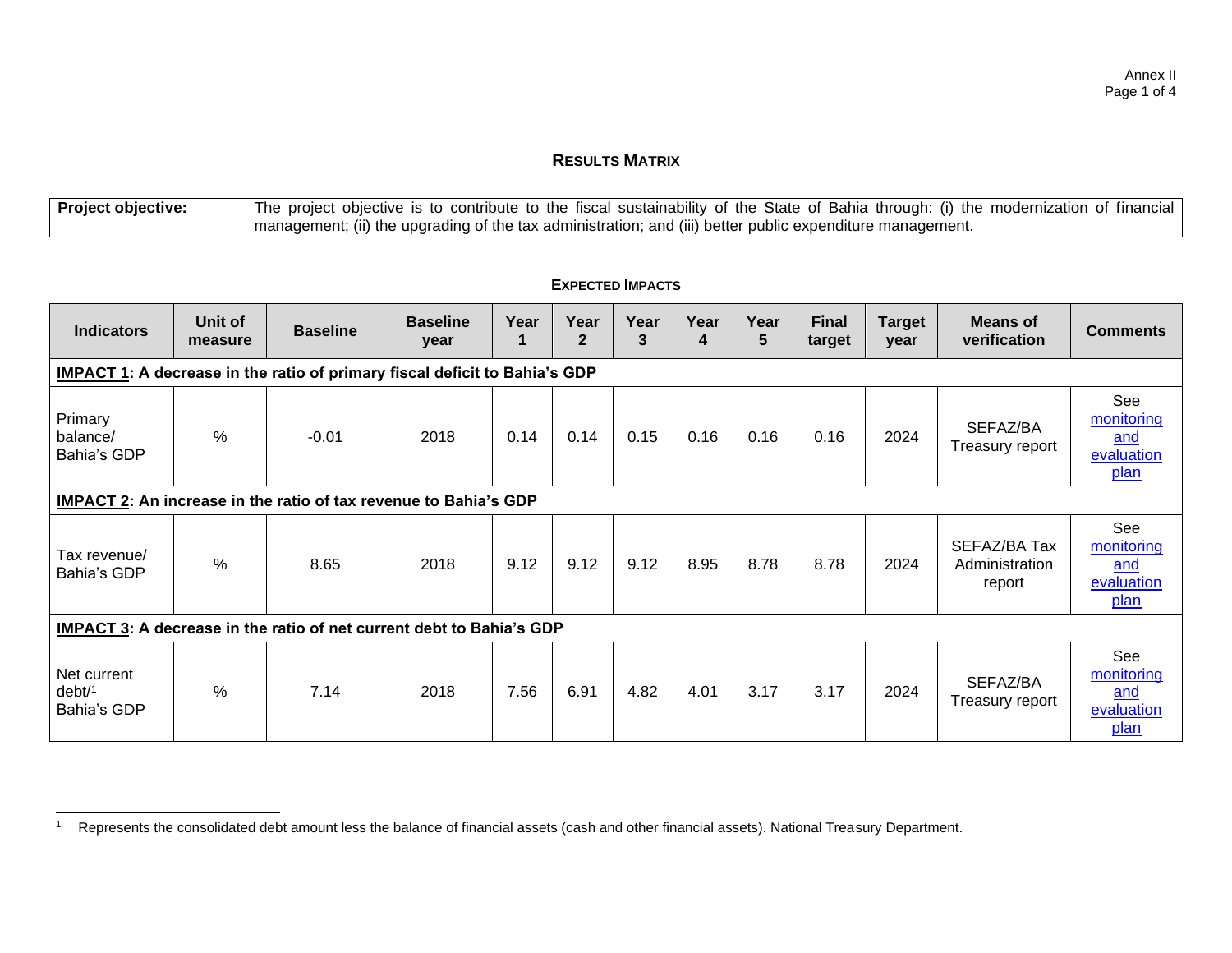## RESULTS MATRIX

| **Project objective:** | The project objective is to contribute to the fiscal sustainability of the State of Bahia through: (i) the modernization of financial management; (ii) the upgrading of the tax administration; and (iii) better public expenditure management. |
|---|---|

### EXPECTED IMPACTS

| Indicators | Unit of measure | Baseline | Baseline year | Year 1 | Year 2 | Year 3 | Year 4 | Year 5 | Final target | Target year | Means of verification | Comments |
|---|---|---|---|---|---|---|---|---|---|---|---|---|
| **IMPACT 1: A decrease in the ratio of primary fiscal deficit to Bahia's GDP** | | | | | | | | | | | | |
| Primary balance/ Bahia's GDP | % | -0.01 | 2018 | 0.14 | 0.14 | 0.15 | 0.16 | 0.16 | 0.16 | 2024 | SEFAZ/BA Treasury report | See monitoring and evaluation plan |
| **IMPACT 2: An increase in the ratio of tax revenue to Bahia's GDP** | | | | | | | | | | | | |
| Tax revenue/ Bahia's GDP | % | 8.65 | 2018 | 9.12 | 9.12 | 9.12 | 8.95 | 8.78 | 8.78 | 2024 | SEFAZ/BA Tax Administration report | See monitoring and evaluation plan |
| **IMPACT 3: A decrease in the ratio of net current debt to Bahia's GDP** | | | | | | | | | | | | |
| Net current debt/[1] Bahia's GDP | % | 7.14 | 2018 | 7.56 | 6.91 | 4.82 | 4.01 | 3.17 | 3.17 | 2024 | SEFAZ/BA Treasury report | See monitoring and evaluation plan |

[1] Represents the consolidated debt amount less the balance of financial assets (cash and other financial assets). National Treasury Department.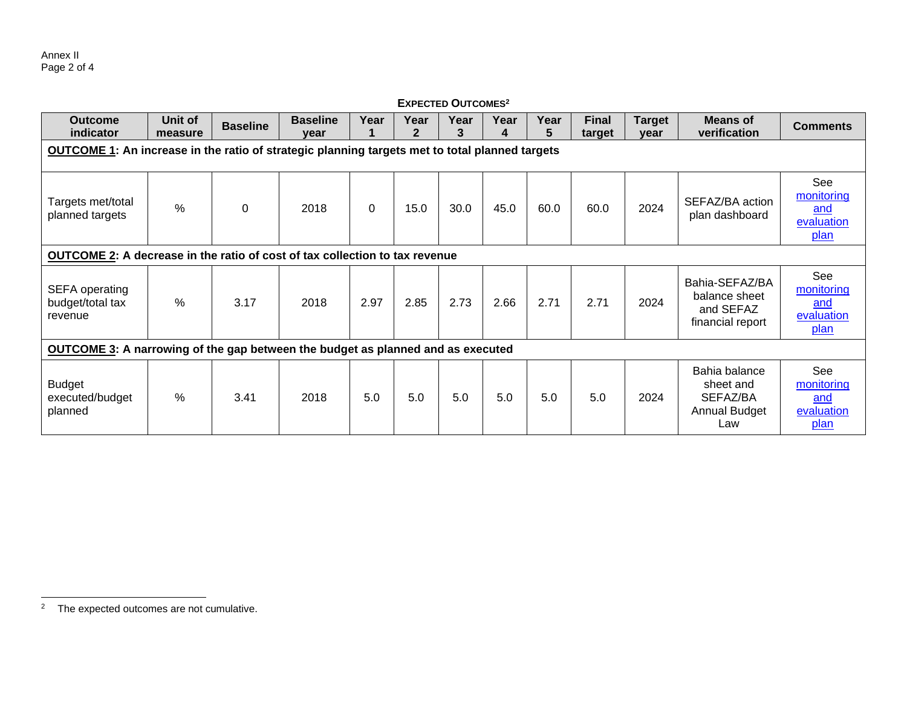**EXPECTED OUTCOMES**[2]

| Outcome indicator | Unit of measure | Baseline | Baseline year | Year 1 | Year 2 | Year 3 | Year 4 | Year 5 | Final target | Target year | Means of verification | Comments |
|---|---|---|---|---|---|---|---|---|---|---|---|---|
| **<u>OUTCOME 1</u>: An increase in the ratio of strategic planning targets met to total planned targets** | | | | | | | | | | | | |
| Targets met/total planned targets | % | 0 | 2018 | 0 | 15.0 | 30.0 | 45.0 | 60.0 | 60.0 | 2024 | SEFAZ/BA action plan dashboard | See monitoring and evaluation plan |
| **<u>OUTCOME 2</u>: A decrease in the ratio of cost of tax collection to tax revenue** | | | | | | | | | | | | |
| SEFA operating budget/total tax revenue | % | 3.17 | 2018 | 2.97 | 2.85 | 2.73 | 2.66 | 2.71 | 2.71 | 2024 | Bahia-SEFAZ/BA balance sheet and SEFAZ financial report | See monitoring and evaluation plan |
| **<u>OUTCOME 3</u>: A narrowing of the gap between the budget as planned and as executed** | | | | | | | | | | | | |
| Budget executed/budget planned | % | 3.41 | 2018 | 5.0 | 5.0 | 5.0 | 5.0 | 5.0 | 5.0 | 2024 | Bahia balance sheet and SEFAZ/BA Annual Budget Law | See monitoring and evaluation plan |

[2] The expected outcomes are not cumulative.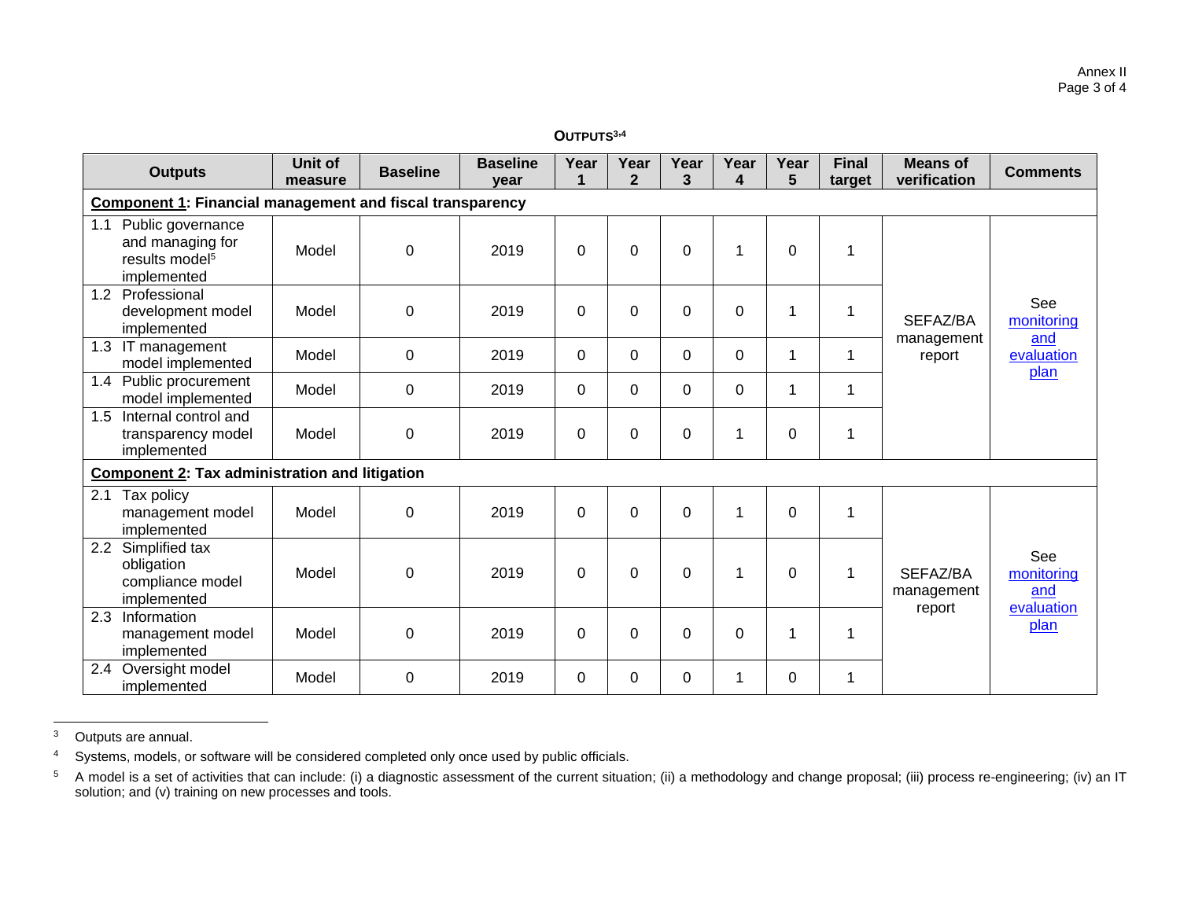**OUTPUTS[3,4]**

| Outputs | Unit of measure | Baseline | Baseline year | Year 1 | Year 2 | Year 3 | Year 4 | Year 5 | Final target | Means of verification | Comments |
|---|---|---|---|---|---|---|---|---|---|---|---|
| **Component 1: Financial management and fiscal transparency** | | | | | | | | | | | |
| 1.1 Public governance and managing for results model[5] implemented | Model | 0 | 2019 | 0 | 0 | 0 | 1 | 0 | 1 | SEFAZ/BA management report | See monitoring and evaluation plan |
| 1.2 Professional development model implemented | Model | 0 | 2019 | 0 | 0 | 0 | 0 | 1 | 1 | | |
| 1.3 IT management model implemented | Model | 0 | 2019 | 0 | 0 | 0 | 0 | 1 | 1 | | |
| 1.4 Public procurement model implemented | Model | 0 | 2019 | 0 | 0 | 0 | 0 | 1 | 1 | | |
| 1.5 Internal control and transparency model implemented | Model | 0 | 2019 | 0 | 0 | 0 | 1 | 0 | 1 | | |
| **Component 2: Tax administration and litigation** | | | | | | | | | | | |
| 2.1 Tax policy management model implemented | Model | 0 | 2019 | 0 | 0 | 0 | 1 | 0 | 1 | SEFAZ/BA management report | See monitoring and evaluation plan |
| 2.2 Simplified tax obligation compliance model implemented | Model | 0 | 2019 | 0 | 0 | 0 | 1 | 0 | 1 | | |
| 2.3 Information management model implemented | Model | 0 | 2019 | 0 | 0 | 0 | 0 | 1 | 1 | | |
| 2.4 Oversight model implemented | Model | 0 | 2019 | 0 | 0 | 0 | 1 | 0 | 1 | | |

[3] Outputs are annual.

[4] Systems, models, or software will be considered completed only once used by public officials.

[5] A model is a set of activities that can include: (i) a diagnostic assessment of the current situation; (ii) a methodology and change proposal; (iii) process re-engineering; (iv) an IT solution; and (v) training on new processes and tools.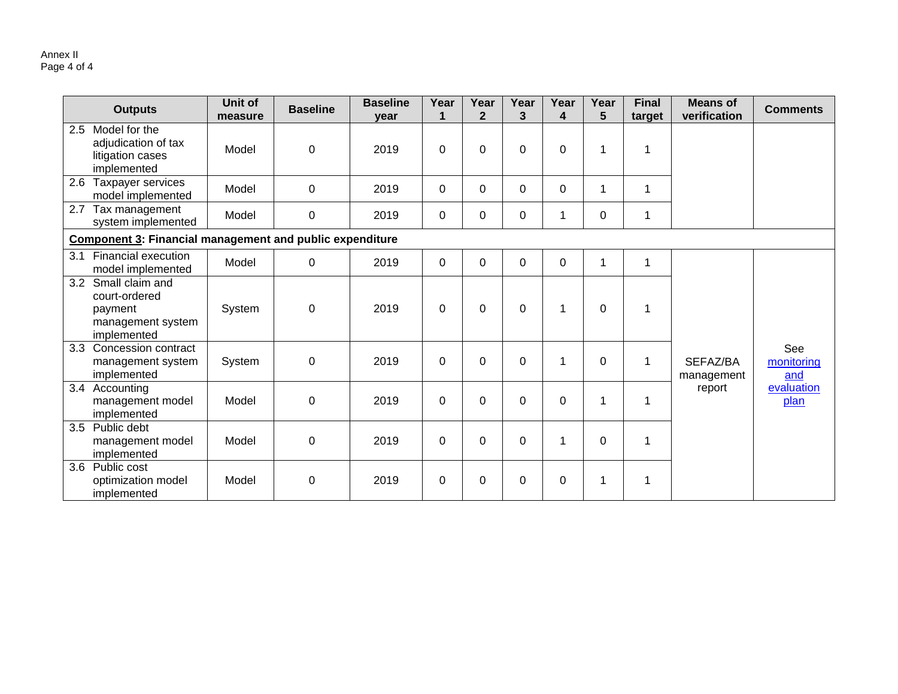Annex II

| Outputs | Unit of measure | Baseline | Baseline year | Year 1 | Year 2 | Year 3 | Year 4 | Year 5 | Final target | Means of verification | Comments |
|---|---|---|---|---|---|---|---|---|---|---|---|
| 2.5 Model for the adjudication of tax litigation cases implemented | Model | 0 | 2019 | 0 | 0 | 0 | 0 | 1 | 1 | | |
| 2.6 Taxpayer services model implemented | Model | 0 | 2019 | 0 | 0 | 0 | 0 | 1 | 1 | | |
| 2.7 Tax management system implemented | Model | 0 | 2019 | 0 | 0 | 0 | 1 | 0 | 1 | | |
| **Component 3: Financial management and public expenditure** | | | | | | | | | | | |
| 3.1 Financial execution model implemented | Model | 0 | 2019 | 0 | 0 | 0 | 0 | 1 | 1 | SEFAZ/BA management report | See monitoring and evaluation plan |
| 3.2 Small claim and court-ordered payment management system implemented | System | 0 | 2019 | 0 | 0 | 0 | 1 | 0 | 1 | | |
| 3.3 Concession contract management system implemented | System | 0 | 2019 | 0 | 0 | 0 | 1 | 0 | 1 | | |
| 3.4 Accounting management model implemented | Model | 0 | 2019 | 0 | 0 | 0 | 0 | 1 | 1 | | |
| 3.5 Public debt management model implemented | Model | 0 | 2019 | 0 | 0 | 0 | 1 | 0 | 1 | | |
| 3.6 Public cost optimization model implemented | Model | 0 | 2019 | 0 | 0 | 0 | 0 | 1 | 1 | | |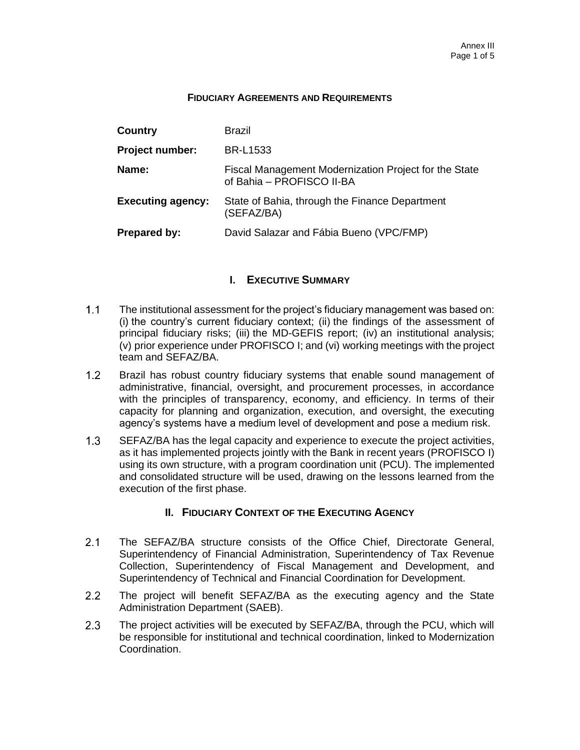**FIDUCIARY AGREEMENTS AND REQUIREMENTS**

| | |
|---|---|
| **Country** | Brazil |
| **Project number:** | BR-L1533 |
| **Name:** | Fiscal Management Modernization Project for the State of Bahia – PROFISCO II-BA |
| **Executing agency:** | State of Bahia, through the Finance Department (SEFAZ/BA) |
| **Prepared by:** | David Salazar and Fábia Bueno (VPC/FMP) |

## I. EXECUTIVE SUMMARY

1.1 The institutional assessment for the project's fiduciary management was based on: (i) the country's current fiduciary context; (ii) the findings of the assessment of principal fiduciary risks; (iii) the MD-GEFIS report; (iv) an institutional analysis; (v) prior experience under PROFISCO I; and (vi) working meetings with the project team and SEFAZ/BA.

1.2 Brazil has robust country fiduciary systems that enable sound management of administrative, financial, oversight, and procurement processes, in accordance with the principles of transparency, economy, and efficiency. In terms of their capacity for planning and organization, execution, and oversight, the executing agency's systems have a medium level of development and pose a medium risk.

1.3 SEFAZ/BA has the legal capacity and experience to execute the project activities, as it has implemented projects jointly with the Bank in recent years (PROFISCO I) using its own structure, with a program coordination unit (PCU). The implemented and consolidated structure will be used, drawing on the lessons learned from the execution of the first phase.

## II. FIDUCIARY CONTEXT OF THE EXECUTING AGENCY

2.1 The SEFAZ/BA structure consists of the Office Chief, Directorate General, Superintendency of Financial Administration, Superintendency of Tax Revenue Collection, Superintendency of Fiscal Management and Development, and Superintendency of Technical and Financial Coordination for Development.

2.2 The project will benefit SEFAZ/BA as the executing agency and the State Administration Department (SAEB).

2.3 The project activities will be executed by SEFAZ/BA, through the PCU, which will be responsible for institutional and technical coordination, linked to Modernization Coordination.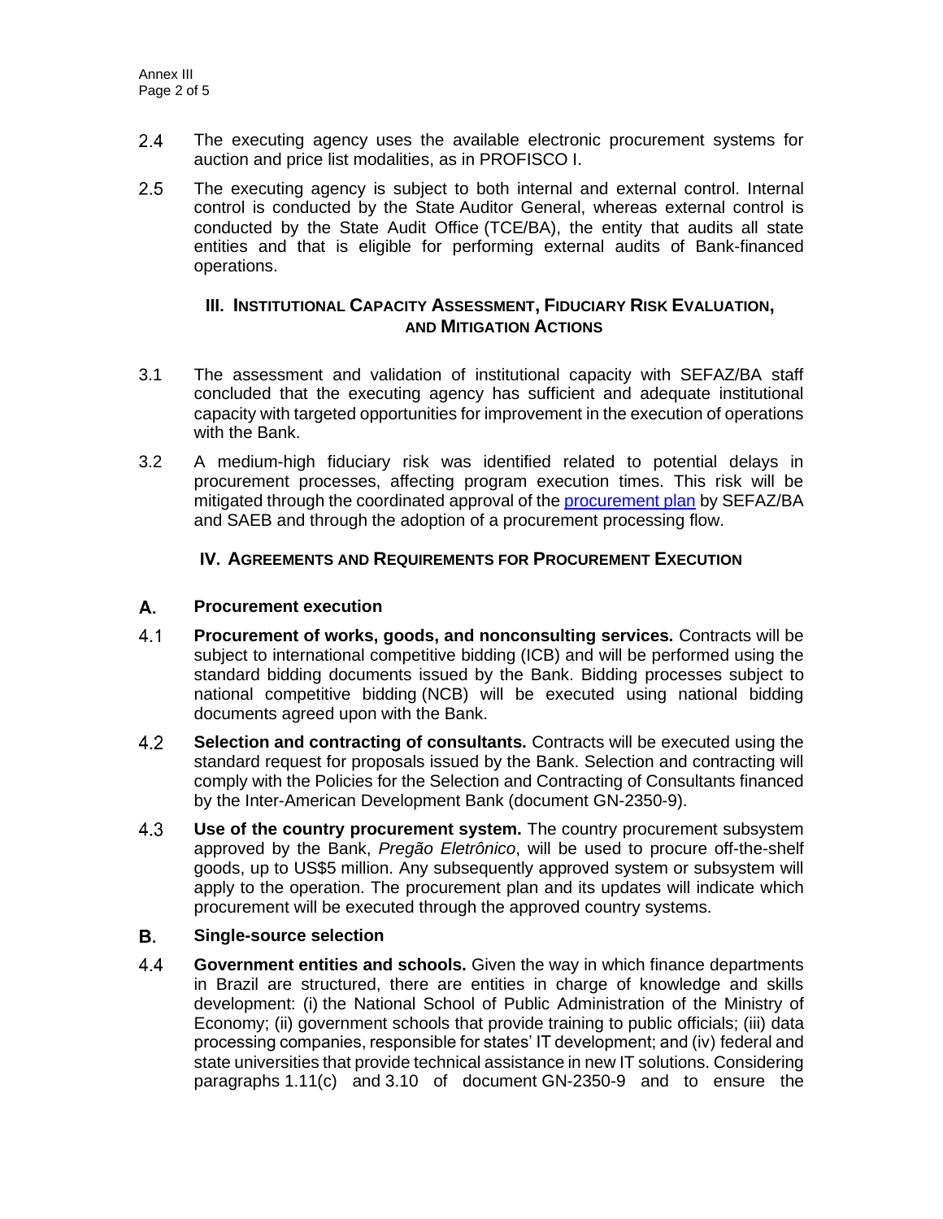2.4 The executing agency uses the available electronic procurement systems for auction and price list modalities, as in PROFISCO I.

2.5 The executing agency is subject to both internal and external control. Internal control is conducted by the State Auditor General, whereas external control is conducted by the State Audit Office (TCE/BA), the entity that audits all state entities and that is eligible for performing external audits of Bank-financed operations.

## III. Institutional Capacity Assessment, Fiduciary Risk Evaluation, and Mitigation Actions

3.1 The assessment and validation of institutional capacity with SEFAZ/BA staff concluded that the executing agency has sufficient and adequate institutional capacity with targeted opportunities for improvement in the execution of operations with the Bank.

3.2 A medium-high fiduciary risk was identified related to potential delays in procurement processes, affecting program execution times. This risk will be mitigated through the coordinated approval of the procurement plan by SEFAZ/BA and SAEB and through the adoption of a procurement processing flow.

## IV. Agreements and Requirements for Procurement Execution

### A. Procurement execution

4.1 **Procurement of works, goods, and nonconsulting services.** Contracts will be subject to international competitive bidding (ICB) and will be performed using the standard bidding documents issued by the Bank. Bidding processes subject to national competitive bidding (NCB) will be executed using national bidding documents agreed upon with the Bank.

4.2 **Selection and contracting of consultants.** Contracts will be executed using the standard request for proposals issued by the Bank. Selection and contracting will comply with the Policies for the Selection and Contracting of Consultants financed by the Inter-American Development Bank (document GN-2350-9).

4.3 **Use of the country procurement system.** The country procurement subsystem approved by the Bank, *Pregão Eletrônico*, will be used to procure off-the-shelf goods, up to US$5 million. Any subsequently approved system or subsystem will apply to the operation. The procurement plan and its updates will indicate which procurement will be executed through the approved country systems.

### B. Single-source selection

4.4 **Government entities and schools.** Given the way in which finance departments in Brazil are structured, there are entities in charge of knowledge and skills development: (i) the National School of Public Administration of the Ministry of Economy; (ii) government schools that provide training to public officials; (iii) data processing companies, responsible for states' IT development; and (iv) federal and state universities that provide technical assistance in new IT solutions. Considering paragraphs 1.11(c) and 3.10 of document GN-2350-9 and to ensure the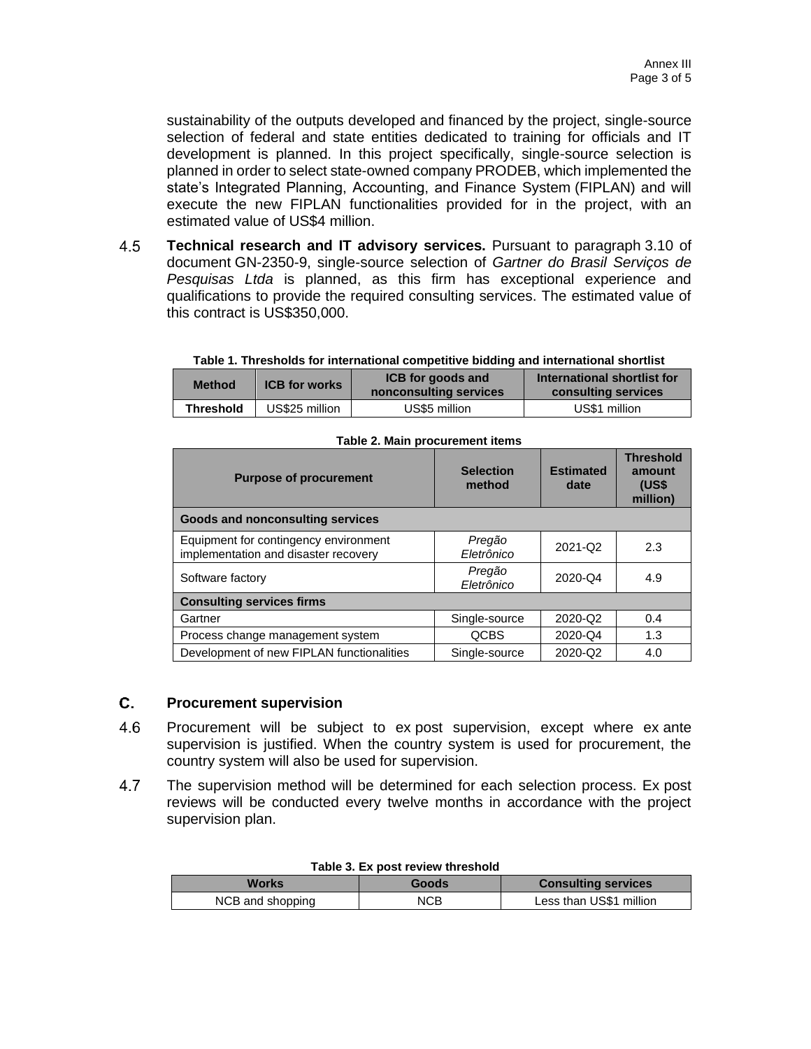sustainability of the outputs developed and financed by the project, single-source selection of federal and state entities dedicated to training for officials and IT development is planned. In this project specifically, single-source selection is planned in order to select state-owned company PRODEB, which implemented the state's Integrated Planning, Accounting, and Finance System (FIPLAN) and will execute the new FIPLAN functionalities provided for in the project, with an estimated value of US$4 million.

4.5 **Technical research and IT advisory services.** Pursuant to paragraph 3.10 of document GN-2350-9, single-source selection of *Gartner do Brasil Serviços de Pesquisas Ltda* is planned, as this firm has exceptional experience and qualifications to provide the required consulting services. The estimated value of this contract is US$350,000.

**Table 1. Thresholds for international competitive bidding and international shortlist**

| Method | ICB for works | ICB for goods and nonconsulting services | International shortlist for consulting services |
|---|---|---|---|
| **Threshold** | US$25 million | US$5 million | US$1 million |

**Table 2. Main procurement items**

| Purpose of procurement | Selection method | Estimated date | Threshold amount (US$ million) |
|---|---|---|---|
| **Goods and nonconsulting services** | | | |
| Equipment for contingency environment implementation and disaster recovery | *Pregão Eletrônico* | 2021-Q2 | 2.3 |
| Software factory | *Pregão Eletrônico* | 2020-Q4 | 4.9 |
| **Consulting services firms** | | | |
| Gartner | Single-source | 2020-Q2 | 0.4 |
| Process change management system | QCBS | 2020-Q4 | 1.3 |
| Development of new FIPLAN functionalities | Single-source | 2020-Q2 | 4.0 |

## C. Procurement supervision

4.6 Procurement will be subject to ex post supervision, except where ex ante supervision is justified. When the country system is used for procurement, the country system will also be used for supervision.

4.7 The supervision method will be determined for each selection process. Ex post reviews will be conducted every twelve months in accordance with the project supervision plan.

**Table 3. Ex post review threshold**

| Works | Goods | Consulting services |
|---|---|---|
| NCB and shopping | NCB | Less than US$1 million |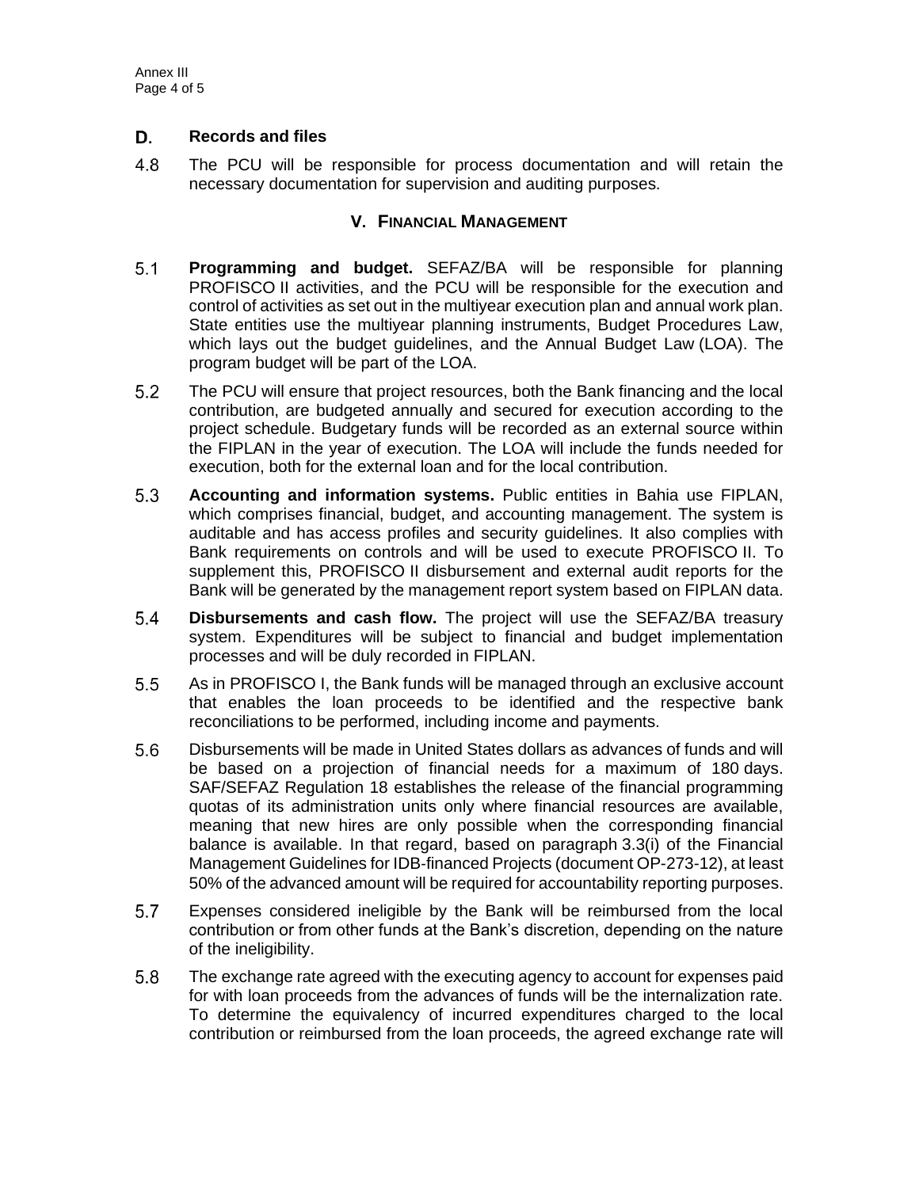## D. Records and files

4.8 The PCU will be responsible for process documentation and will retain the necessary documentation for supervision and auditing purposes.

## V. FINANCIAL MANAGEMENT

5.1 **Programming and budget.** SEFAZ/BA will be responsible for planning PROFISCO II activities, and the PCU will be responsible for the execution and control of activities as set out in the multiyear execution plan and annual work plan. State entities use the multiyear planning instruments, Budget Procedures Law, which lays out the budget guidelines, and the Annual Budget Law (LOA). The program budget will be part of the LOA.

5.2 The PCU will ensure that project resources, both the Bank financing and the local contribution, are budgeted annually and secured for execution according to the project schedule. Budgetary funds will be recorded as an external source within the FIPLAN in the year of execution. The LOA will include the funds needed for execution, both for the external loan and for the local contribution.

5.3 **Accounting and information systems.** Public entities in Bahia use FIPLAN, which comprises financial, budget, and accounting management. The system is auditable and has access profiles and security guidelines. It also complies with Bank requirements on controls and will be used to execute PROFISCO II. To supplement this, PROFISCO II disbursement and external audit reports for the Bank will be generated by the management report system based on FIPLAN data.

5.4 **Disbursements and cash flow.** The project will use the SEFAZ/BA treasury system. Expenditures will be subject to financial and budget implementation processes and will be duly recorded in FIPLAN.

5.5 As in PROFISCO I, the Bank funds will be managed through an exclusive account that enables the loan proceeds to be identified and the respective bank reconciliations to be performed, including income and payments.

5.6 Disbursements will be made in United States dollars as advances of funds and will be based on a projection of financial needs for a maximum of 180 days. SAF/SEFAZ Regulation 18 establishes the release of the financial programming quotas of its administration units only where financial resources are available, meaning that new hires are only possible when the corresponding financial balance is available. In that regard, based on paragraph 3.3(i) of the Financial Management Guidelines for IDB-financed Projects (document OP-273-12), at least 50% of the advanced amount will be required for accountability reporting purposes.

5.7 Expenses considered ineligible by the Bank will be reimbursed from the local contribution or from other funds at the Bank's discretion, depending on the nature of the ineligibility.

5.8 The exchange rate agreed with the executing agency to account for expenses paid for with loan proceeds from the advances of funds will be the internalization rate. To determine the equivalency of incurred expenditures charged to the local contribution or reimbursed from the loan proceeds, the agreed exchange rate will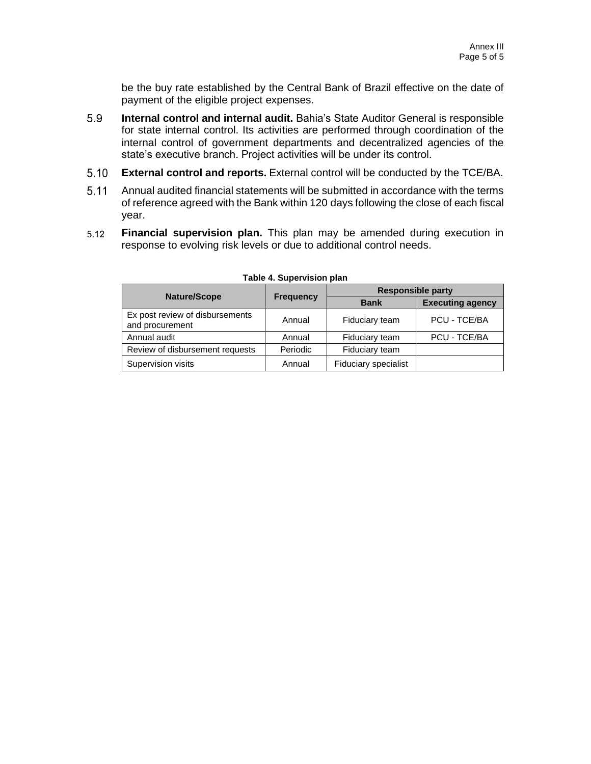be the buy rate established by the Central Bank of Brazil effective on the date of payment of the eligible project expenses.

5.9 **Internal control and internal audit.** Bahia's State Auditor General is responsible for state internal control. Its activities are performed through coordination of the internal control of government departments and decentralized agencies of the state's executive branch. Project activities will be under its control.

5.10 **External control and reports.** External control will be conducted by the TCE/BA.

5.11 Annual audited financial statements will be submitted in accordance with the terms of reference agreed with the Bank within 120 days following the close of each fiscal year.

5.12 **Financial supervision plan.** This plan may be amended during execution in response to evolving risk levels or due to additional control needs.

**Table 4. Supervision plan**

| Nature/Scope | Frequency | Responsible party | |
|---|---|---|---|
| | | **Bank** | **Executing agency** |
| Ex post review of disbursements and procurement | Annual | Fiduciary team | PCU - TCE/BA |
| Annual audit | Annual | Fiduciary team | PCU - TCE/BA |
| Review of disbursement requests | Periodic | Fiduciary team | |
| Supervision visits | Annual | Fiduciary specialist | |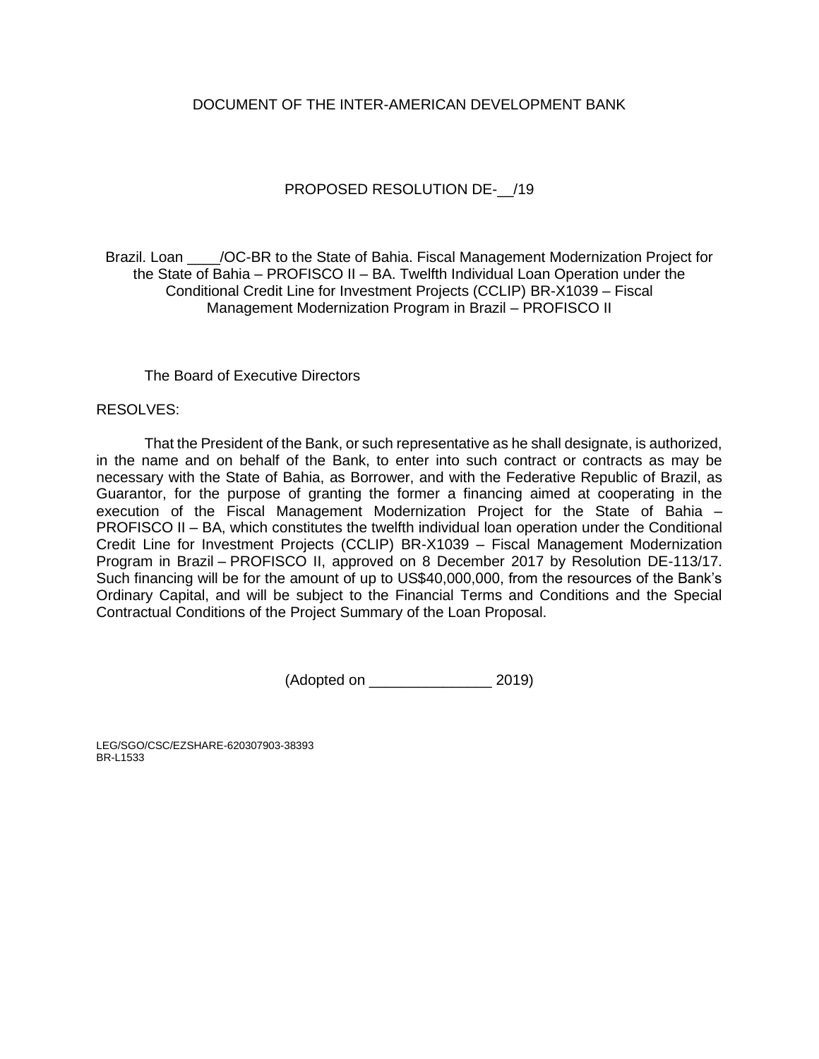DOCUMENT OF THE INTER-AMERICAN DEVELOPMENT BANK

PROPOSED RESOLUTION DE-__/19

Brazil. Loan ____/OC-BR to the State of Bahia. Fiscal Management Modernization Project for the State of Bahia – PROFISCO II – BA. Twelfth Individual Loan Operation under the Conditional Credit Line for Investment Projects (CCLIP) BR-X1039 – Fiscal Management Modernization Program in Brazil – PROFISCO II

The Board of Executive Directors

RESOLVES:

That the President of the Bank, or such representative as he shall designate, is authorized, in the name and on behalf of the Bank, to enter into such contract or contracts as may be necessary with the State of Bahia, as Borrower, and with the Federative Republic of Brazil, as Guarantor, for the purpose of granting the former a financing aimed at cooperating in the execution of the Fiscal Management Modernization Project for the State of Bahia – PROFISCO II – BA, which constitutes the twelfth individual loan operation under the Conditional Credit Line for Investment Projects (CCLIP) BR-X1039 – Fiscal Management Modernization Program in Brazil – PROFISCO II, approved on 8 December 2017 by Resolution DE-113/17. Such financing will be for the amount of up to US$40,000,000, from the resources of the Bank's Ordinary Capital, and will be subject to the Financial Terms and Conditions and the Special Contractual Conditions of the Project Summary of the Loan Proposal.

(Adopted on _______________ 2019)

LEG/SGO/CSC/EZSHARE-620307903-38393
BR-L1533